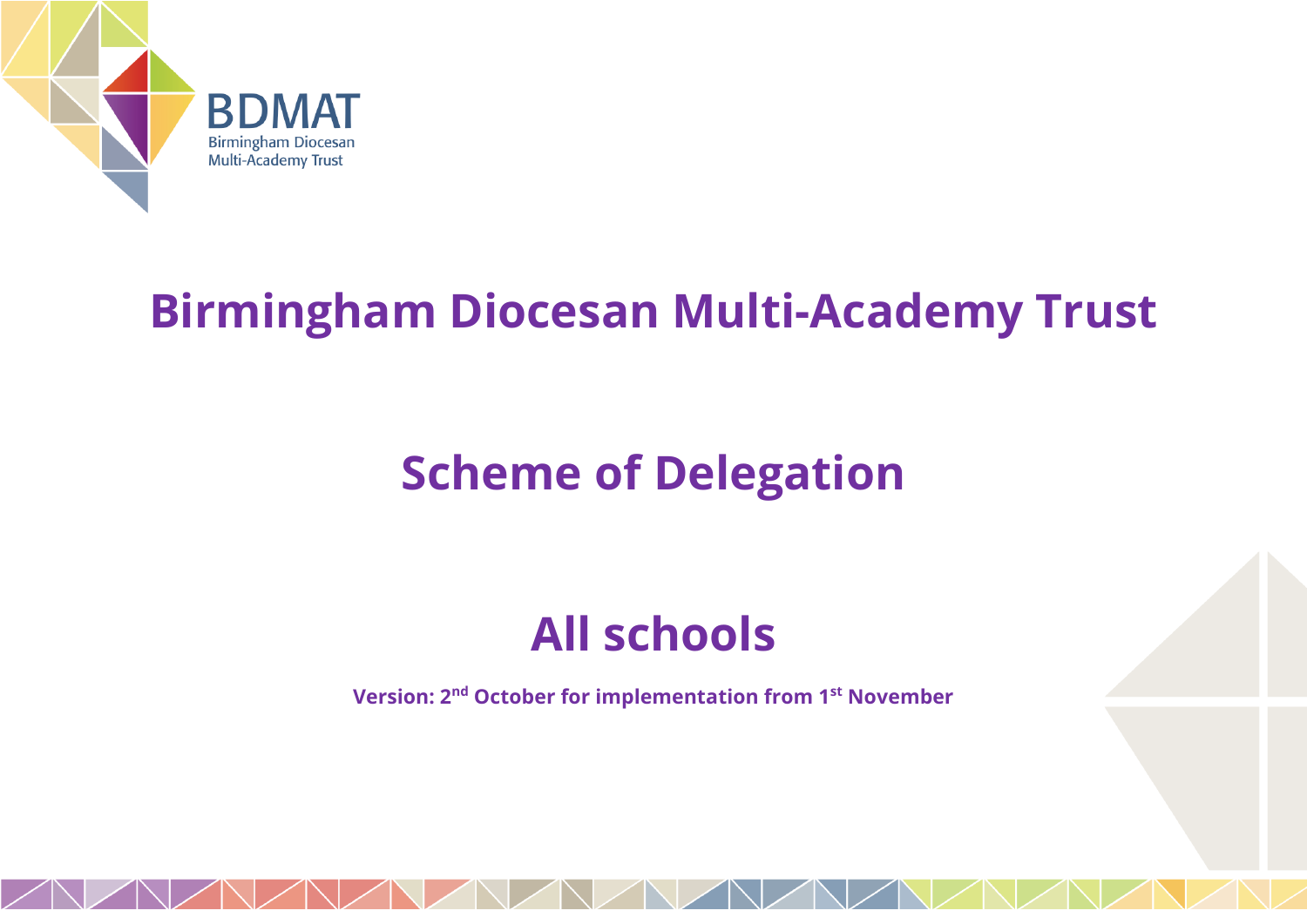BDMAT
Birmingham Diocesan
Multi-Academy Trust

# Birmingham Diocesan Multi-Academy Trust

# Scheme of Delegation

# All schools

**Version: 2nd October for implementation from 1st November**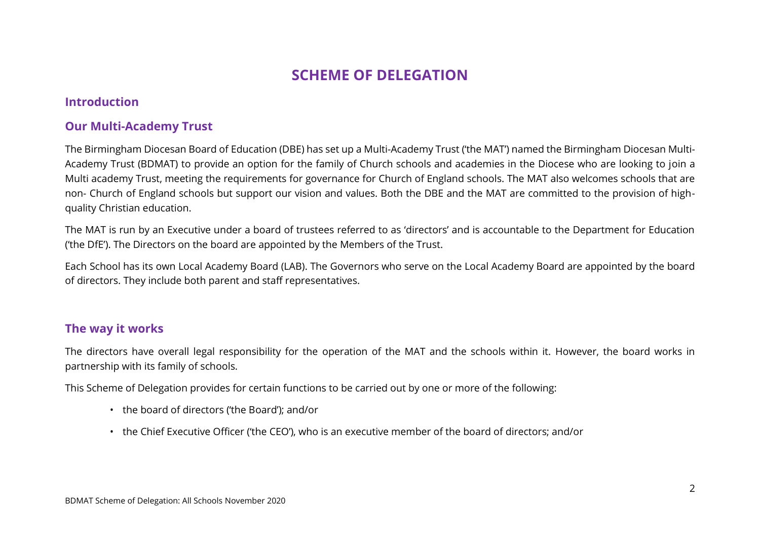# SCHEME OF DELEGATION

## Introduction

## Our Multi-Academy Trust

The Birmingham Diocesan Board of Education (DBE) has set up a Multi-Academy Trust ('the MAT') named the Birmingham Diocesan Multi-Academy Trust (BDMAT) to provide an option for the family of Church schools and academies in the Diocese who are looking to join a Multi academy Trust, meeting the requirements for governance for Church of England schools. The MAT also welcomes schools that are non- Church of England schools but support our vision and values. Both the DBE and the MAT are committed to the provision of high-quality Christian education.

The MAT is run by an Executive under a board of trustees referred to as 'directors' and is accountable to the Department for Education ('the DfE'). The Directors on the board are appointed by the Members of the Trust.

Each School has its own Local Academy Board (LAB). The Governors who serve on the Local Academy Board are appointed by the board of directors. They include both parent and staff representatives.

## The way it works

The directors have overall legal responsibility for the operation of the MAT and the schools within it. However, the board works in partnership with its family of schools.

This Scheme of Delegation provides for certain functions to be carried out by one or more of the following:

- the board of directors ('the Board'); and/or
- the Chief Executive Officer ('the CEO'), who is an executive member of the board of directors; and/or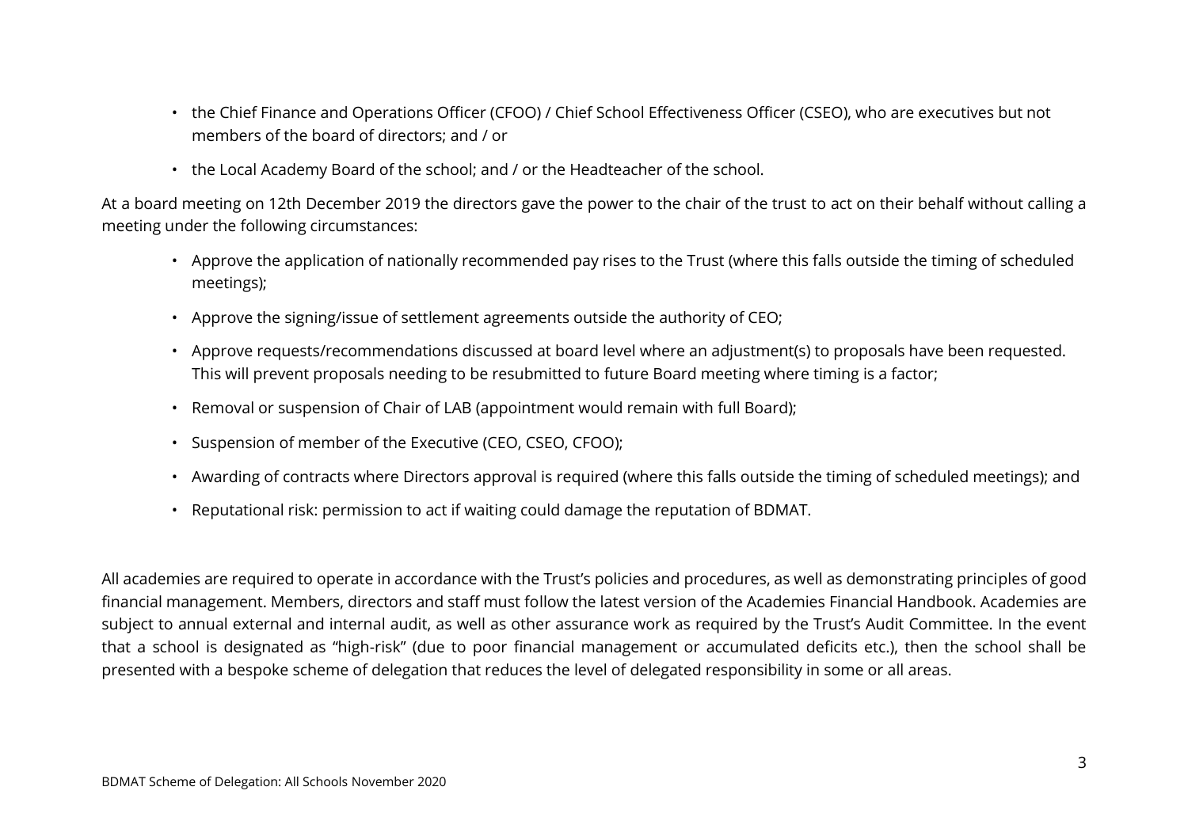- the Chief Finance and Operations Officer (CFOO) / Chief School Effectiveness Officer (CSEO), who are executives but not members of the board of directors; and / or
- the Local Academy Board of the school; and / or the Headteacher of the school.

At a board meeting on 12th December 2019 the directors gave the power to the chair of the trust to act on their behalf without calling a meeting under the following circumstances:

- Approve the application of nationally recommended pay rises to the Trust (where this falls outside the timing of scheduled meetings);
- Approve the signing/issue of settlement agreements outside the authority of CEO;
- Approve requests/recommendations discussed at board level where an adjustment(s) to proposals have been requested. This will prevent proposals needing to be resubmitted to future Board meeting where timing is a factor;
- Removal or suspension of Chair of LAB (appointment would remain with full Board);
- Suspension of member of the Executive (CEO, CSEO, CFOO);
- Awarding of contracts where Directors approval is required (where this falls outside the timing of scheduled meetings); and
- Reputational risk: permission to act if waiting could damage the reputation of BDMAT.

All academies are required to operate in accordance with the Trust's policies and procedures, as well as demonstrating principles of good financial management. Members, directors and staff must follow the latest version of the Academies Financial Handbook. Academies are subject to annual external and internal audit, as well as other assurance work as required by the Trust's Audit Committee. In the event that a school is designated as "high-risk" (due to poor financial management or accumulated deficits etc.), then the school shall be presented with a bespoke scheme of delegation that reduces the level of delegated responsibility in some or all areas.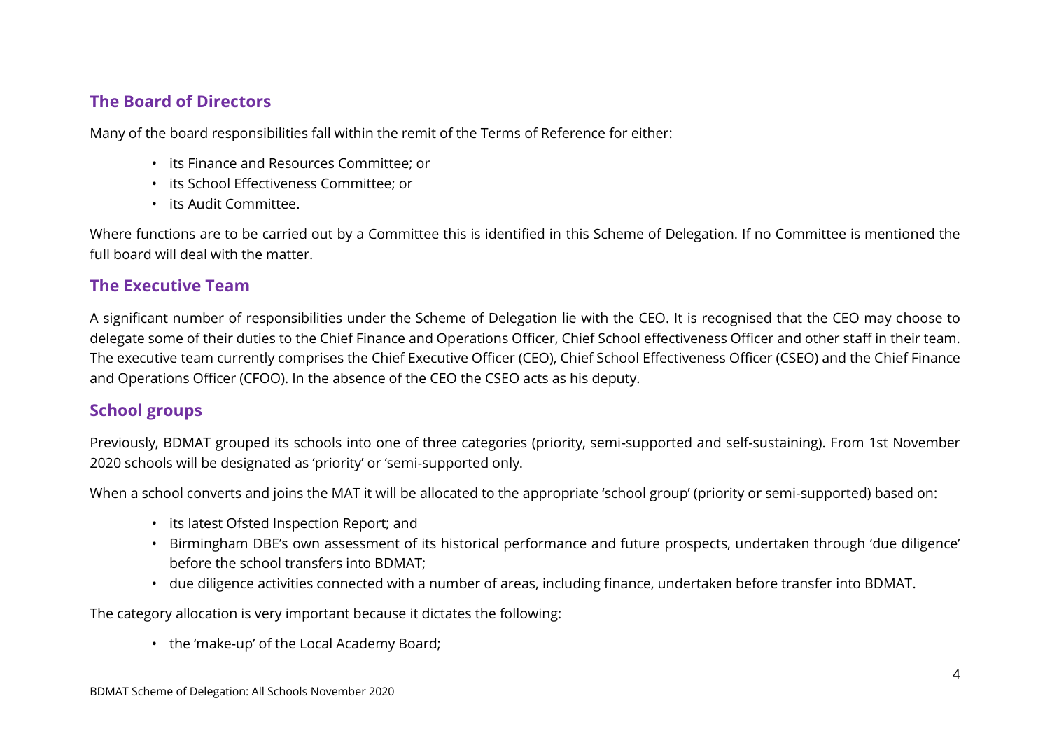## The Board of Directors

Many of the board responsibilities fall within the remit of the Terms of Reference for either:

- its Finance and Resources Committee; or
- its School Effectiveness Committee; or
- its Audit Committee.

Where functions are to be carried out by a Committee this is identified in this Scheme of Delegation. If no Committee is mentioned the full board will deal with the matter.

## The Executive Team

A significant number of responsibilities under the Scheme of Delegation lie with the CEO. It is recognised that the CEO may choose to delegate some of their duties to the Chief Finance and Operations Officer, Chief School effectiveness Officer and other staff in their team. The executive team currently comprises the Chief Executive Officer (CEO), Chief School Effectiveness Officer (CSEO) and the Chief Finance and Operations Officer (CFOO). In the absence of the CEO the CSEO acts as his deputy.

## School groups

Previously, BDMAT grouped its schools into one of three categories (priority, semi-supported and self-sustaining). From 1st November 2020 schools will be designated as 'priority' or 'semi-supported only.

When a school converts and joins the MAT it will be allocated to the appropriate 'school group' (priority or semi-supported) based on:

- its latest Ofsted Inspection Report; and
- Birmingham DBE's own assessment of its historical performance and future prospects, undertaken through 'due diligence' before the school transfers into BDMAT;
- due diligence activities connected with a number of areas, including finance, undertaken before transfer into BDMAT.

The category allocation is very important because it dictates the following:

- the 'make-up' of the Local Academy Board;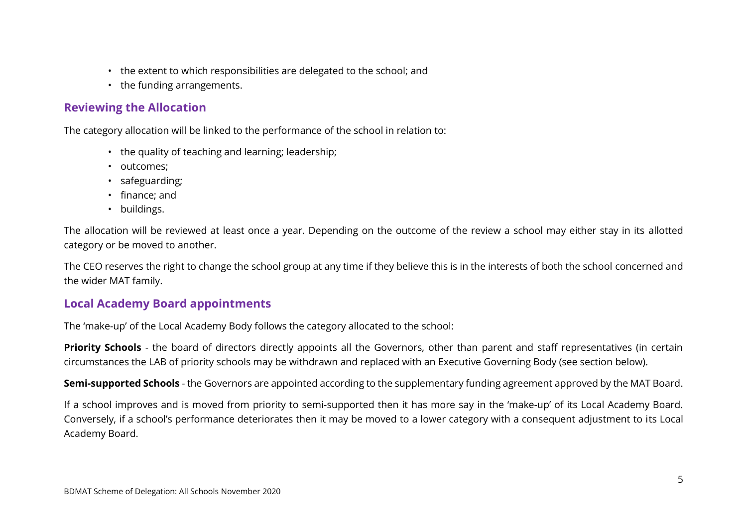- the extent to which responsibilities are delegated to the school; and
- the funding arrangements.

## Reviewing the Allocation

The category allocation will be linked to the performance of the school in relation to:

- the quality of teaching and learning; leadership;
- outcomes;
- safeguarding;
- finance; and
- buildings.

The allocation will be reviewed at least once a year. Depending on the outcome of the review a school may either stay in its allotted category or be moved to another.

The CEO reserves the right to change the school group at any time if they believe this is in the interests of both the school concerned and the wider MAT family.

## Local Academy Board appointments

The 'make-up' of the Local Academy Body follows the category allocated to the school:

**Priority Schools** - the board of directors directly appoints all the Governors, other than parent and staff representatives (in certain circumstances the LAB of priority schools may be withdrawn and replaced with an Executive Governing Body (see section below).

**Semi-supported Schools** - the Governors are appointed according to the supplementary funding agreement approved by the MAT Board.

If a school improves and is moved from priority to semi-supported then it has more say in the 'make-up' of its Local Academy Board. Conversely, if a school's performance deteriorates then it may be moved to a lower category with a consequent adjustment to its Local Academy Board.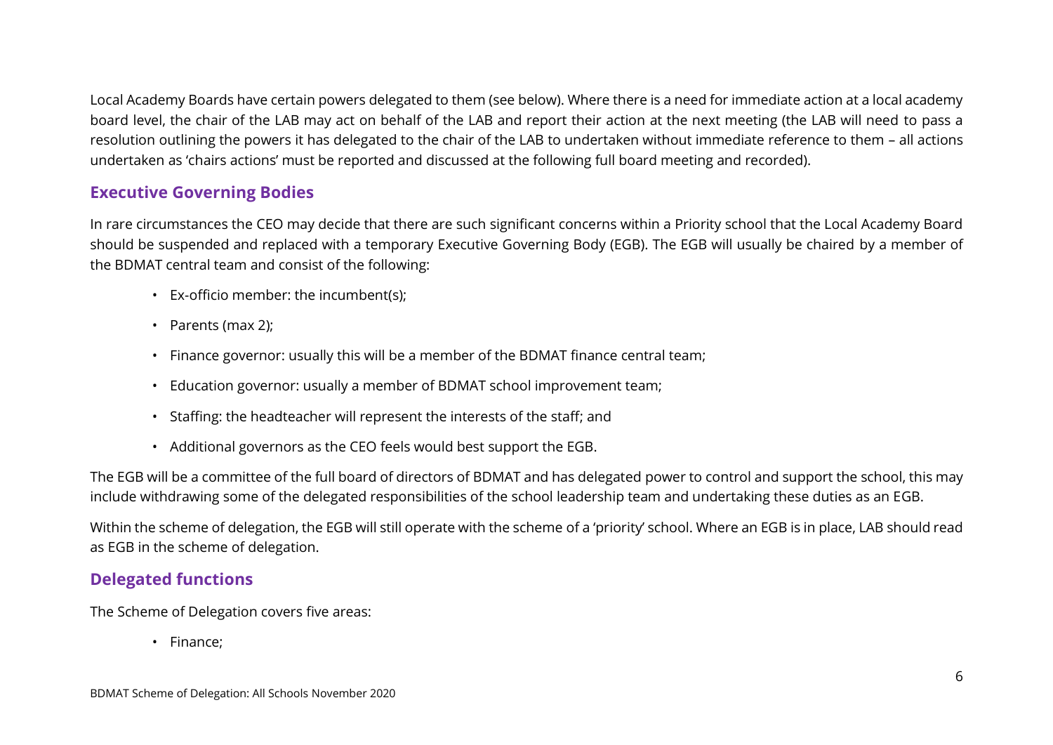Local Academy Boards have certain powers delegated to them (see below). Where there is a need for immediate action at a local academy board level, the chair of the LAB may act on behalf of the LAB and report their action at the next meeting (the LAB will need to pass a resolution outlining the powers it has delegated to the chair of the LAB to undertaken without immediate reference to them – all actions undertaken as 'chairs actions' must be reported and discussed at the following full board meeting and recorded).

## Executive Governing Bodies

In rare circumstances the CEO may decide that there are such significant concerns within a Priority school that the Local Academy Board should be suspended and replaced with a temporary Executive Governing Body (EGB). The EGB will usually be chaired by a member of the BDMAT central team and consist of the following:

- Ex-officio member: the incumbent(s);
- Parents (max 2);
- Finance governor: usually this will be a member of the BDMAT finance central team;
- Education governor: usually a member of BDMAT school improvement team;
- Staffing: the headteacher will represent the interests of the staff; and
- Additional governors as the CEO feels would best support the EGB.

The EGB will be a committee of the full board of directors of BDMAT and has delegated power to control and support the school, this may include withdrawing some of the delegated responsibilities of the school leadership team and undertaking these duties as an EGB.

Within the scheme of delegation, the EGB will still operate with the scheme of a 'priority' school. Where an EGB is in place, LAB should read as EGB in the scheme of delegation.

## Delegated functions

The Scheme of Delegation covers five areas:

- Finance;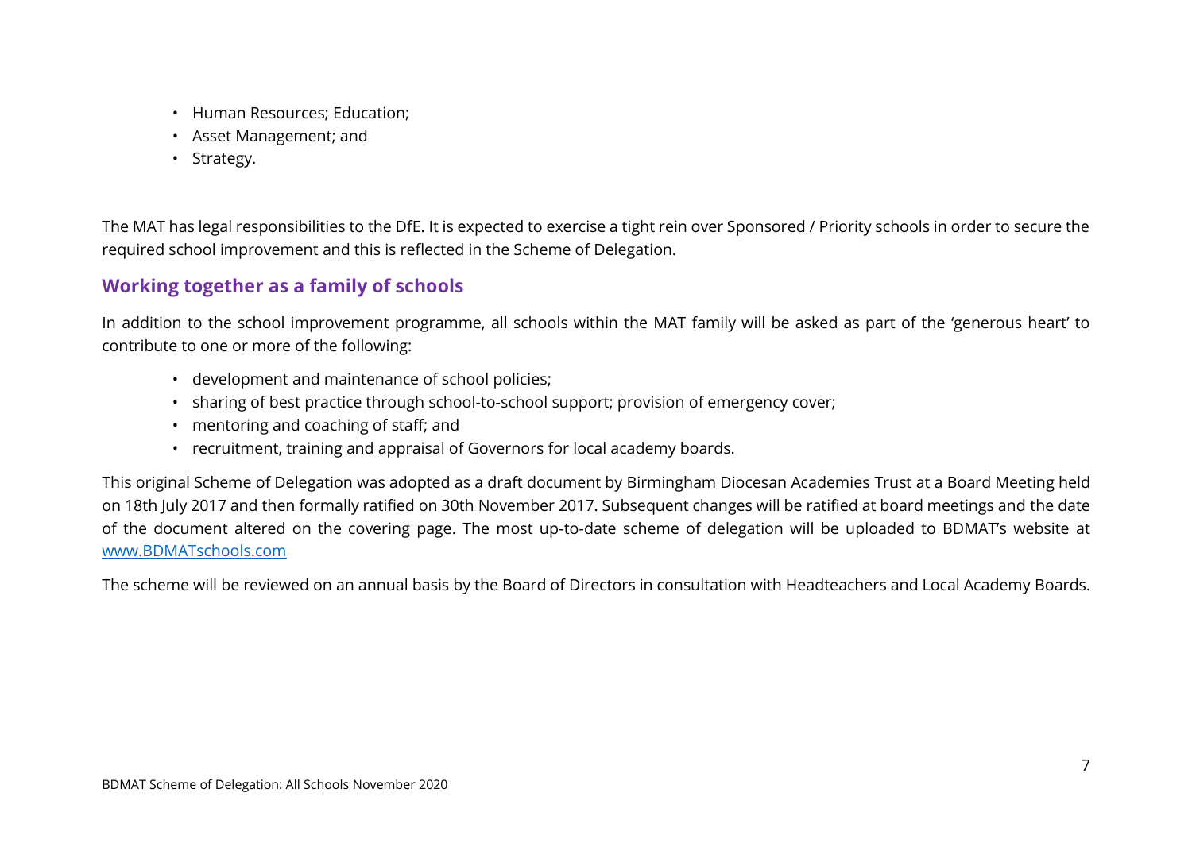- Human Resources; Education;
- Asset Management; and
- Strategy.

The MAT has legal responsibilities to the DfE. It is expected to exercise a tight rein over Sponsored / Priority schools in order to secure the required school improvement and this is reflected in the Scheme of Delegation.

## Working together as a family of schools

In addition to the school improvement programme, all schools within the MAT family will be asked as part of the 'generous heart' to contribute to one or more of the following:

- development and maintenance of school policies;
- sharing of best practice through school-to-school support; provision of emergency cover;
- mentoring and coaching of staff; and
- recruitment, training and appraisal of Governors for local academy boards.

This original Scheme of Delegation was adopted as a draft document by Birmingham Diocesan Academies Trust at a Board Meeting held on 18th July 2017 and then formally ratified on 30th November 2017. Subsequent changes will be ratified at board meetings and the date of the document altered on the covering page. The most up-to-date scheme of delegation will be uploaded to BDMAT's website at [www.BDMATschools.com](http://www.BDMATschools.com)

The scheme will be reviewed on an annual basis by the Board of Directors in consultation with Headteachers and Local Academy Boards.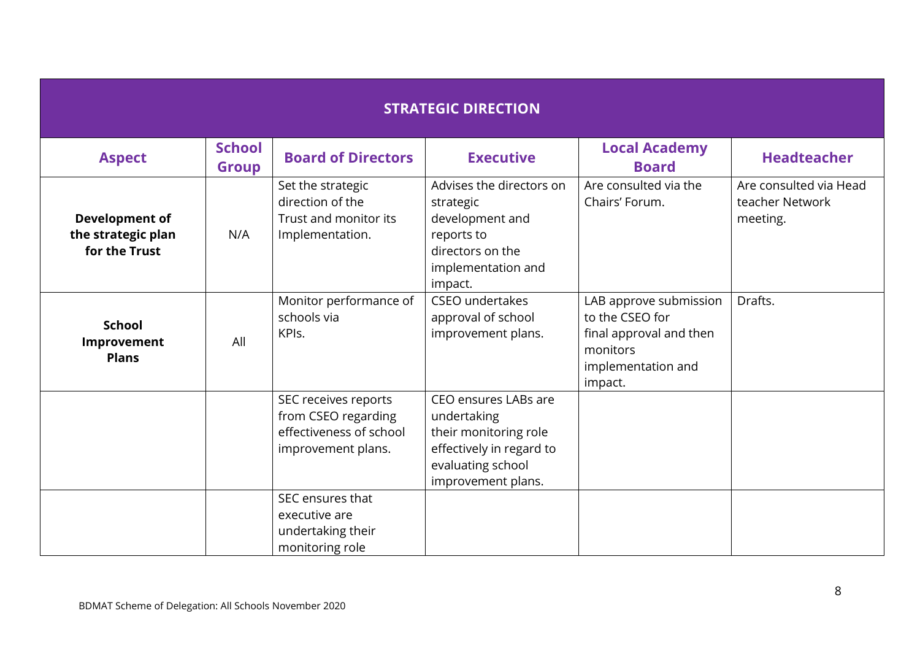| STRATEGIC DIRECTION | | | | | |
|---|---|---|---|---|---|
| **Aspect** | **School Group** | **Board of Directors** | **Executive** | **Local Academy Board** | **Headteacher** |
| **Development of the strategic plan for the Trust** | N/A | Set the strategic direction of the Trust and monitor its Implementation. | Advises the directors on strategic development and reports to directors on the implementation and impact. | Are consulted via the Chairs' Forum. | Are consulted via Head teacher Network meeting. |
| **School Improvement Plans** | All | Monitor performance of schools via KPIs. | CSEO undertakes approval of school improvement plans. | LAB approve submission to the CSEO for final approval and then monitors implementation and impact. | Drafts. |
| | | SEC receives reports from CSEO regarding effectiveness of school improvement plans. | CEO ensures LABs are undertaking their monitoring role effectively in regard to evaluating school improvement plans. | | |
| | | SEC ensures that executive are undertaking their monitoring role | | | |

BDMAT Scheme of Delegation: All Schools November 2020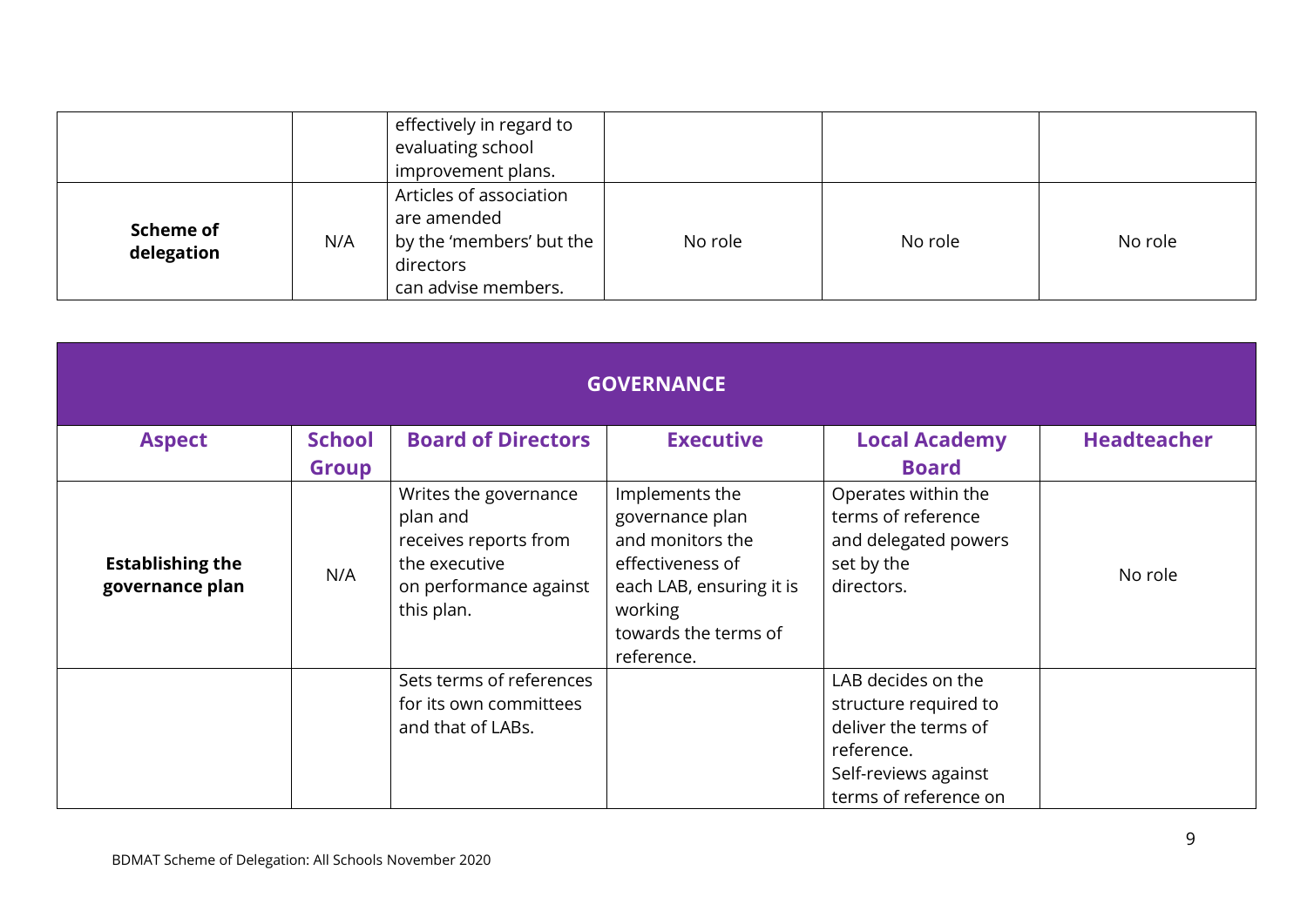| | | | | | |
|---|---|---|---|---|---|
| | | effectively in regard to evaluating school improvement plans. | | | |
| **Scheme of delegation** | N/A | Articles of association are amended by the 'members' but the directors can advise members. | No role | No role | No role |

| **GOVERNANCE** | | | | | |
|---|---|---|---|---|---|
| **Aspect** | **School Group** | **Board of Directors** | **Executive** | **Local Academy Board** | **Headteacher** |
| **Establishing the governance plan** | N/A | Writes the governance plan and receives reports from the executive on performance against this plan. | Implements the governance plan and monitors the effectiveness of each LAB, ensuring it is working towards the terms of reference. | Operates within the terms of reference and delegated powers set by the directors. | No role |
| | | Sets terms of references for its own committees and that of LABs. | | LAB decides on the structure required to deliver the terms of reference. Self-reviews against terms of reference on | |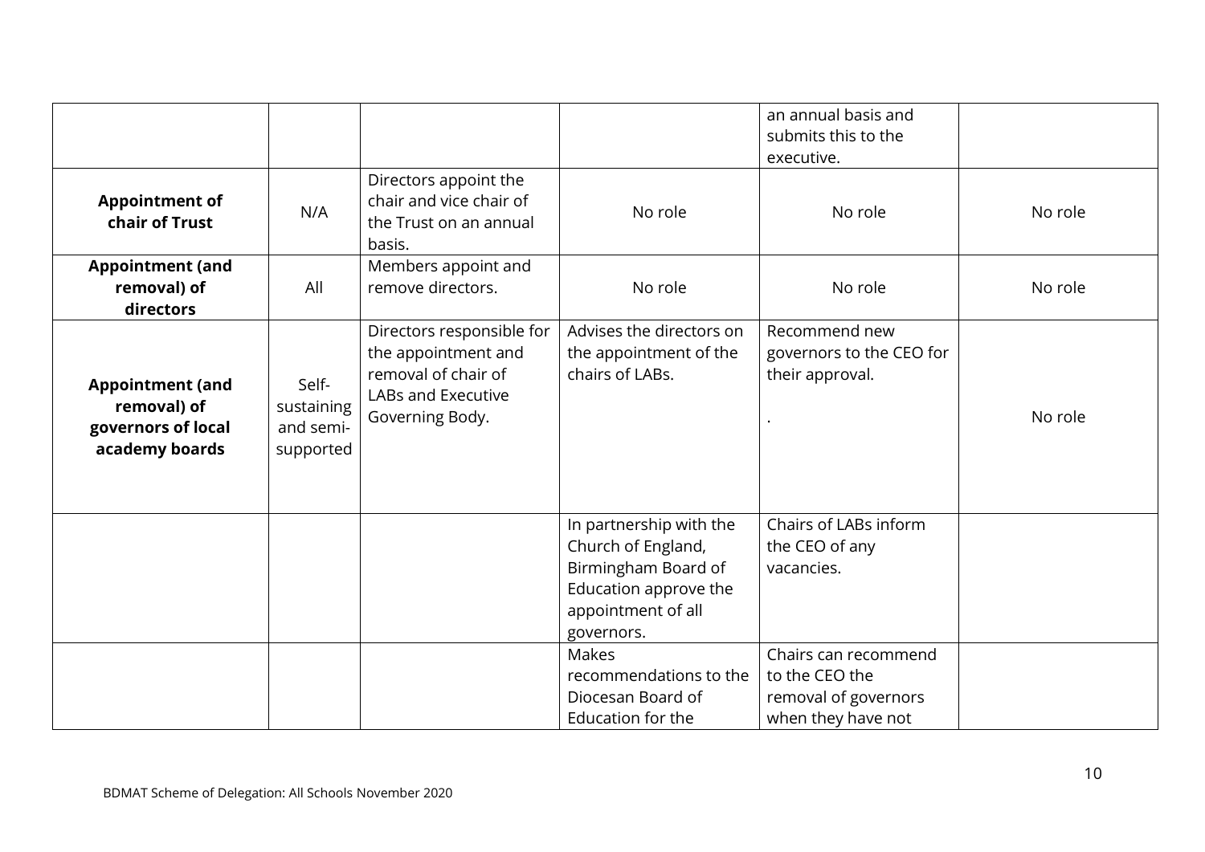| | | | | | |
|---|---|---|---|---|---|
| | | | | an annual basis and submits this to the executive. | |
| **Appointment of chair of Trust** | N/A | Directors appoint the chair and vice chair of the Trust on an annual basis. | No role | No role | No role |
| **Appointment (and removal) of directors** | All | Members appoint and remove directors. | No role | No role | No role |
| **Appointment (and removal) of governors of local academy boards** | Self-sustaining and semi-supported | Directors responsible for the appointment and removal of chair of LABs and Executive Governing Body. | Advises the directors on the appointment of the chairs of LABs. | Recommend new governors to the CEO for their approval.<br><br>. | No role |
| | | | In partnership with the Church of England, Birmingham Board of Education approve the appointment of all governors. | Chairs of LABs inform the CEO of any vacancies. | |
| | | | Makes recommendations to the Diocesan Board of Education for the | Chairs can recommend to the CEO the removal of governors when they have not | |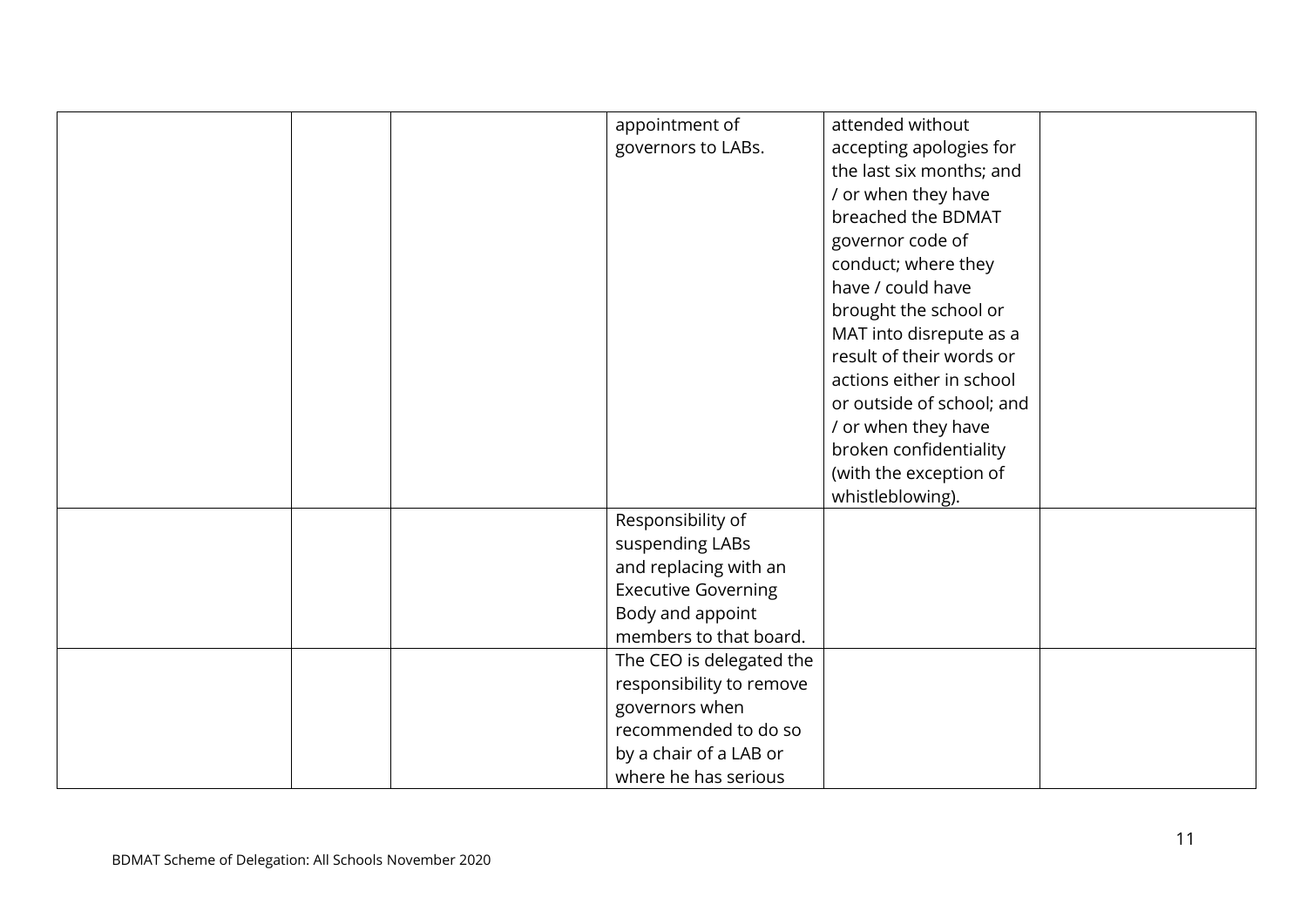| | | | | | |
|---|---|---|---|---|---|
| | | | appointment of governors to LABs. | attended without accepting apologies for the last six months; and / or when they have breached the BDMAT governor code of conduct; where they have / could have brought the school or MAT into disrepute as a result of their words or actions either in school or outside of school; and / or when they have broken confidentiality (with the exception of whistleblowing). | |
| | | | Responsibility of suspending LABs and replacing with an Executive Governing Body and appoint members to that board. | | |
| | | | The CEO is delegated the responsibility to remove governors when recommended to do so by a chair of a LAB or where he has serious | | |

BDMAT Scheme of Delegation: All Schools November 2020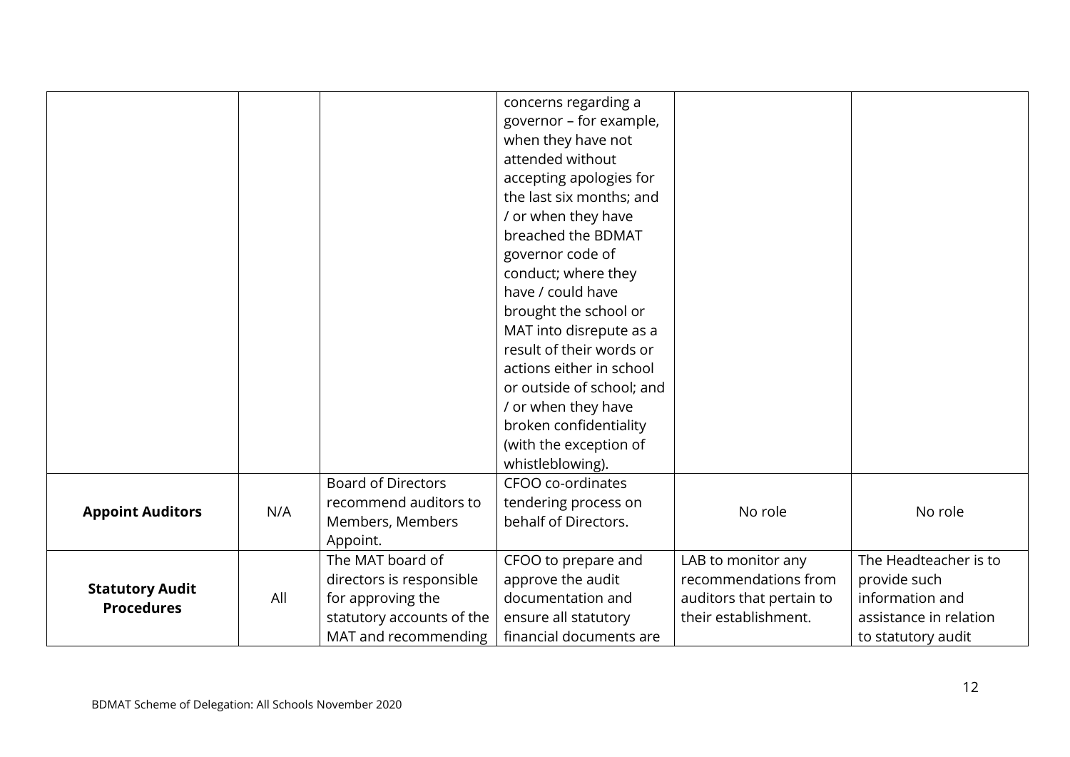| | | | | | |
|---|---|---|---|---|---|
| | | | concerns regarding a governor – for example, when they have not attended without accepting apologies for the last six months; and / or when they have breached the BDMAT governor code of conduct; where they have / could have brought the school or MAT into disrepute as a result of their words or actions either in school or outside of school; and / or when they have broken confidentiality (with the exception of whistleblowing). | | |
| **Appoint Auditors** | N/A | Board of Directors recommend auditors to Members, Members Appoint. | CFOO co-ordinates tendering process on behalf of Directors. | No role | No role |
| **Statutory Audit Procedures** | All | The MAT board of directors is responsible for approving the statutory accounts of the MAT and recommending | CFOO to prepare and approve the audit documentation and ensure all statutory financial documents are | LAB to monitor any recommendations from auditors that pertain to their establishment. | The Headteacher is to provide such information and assistance in relation to statutory audit |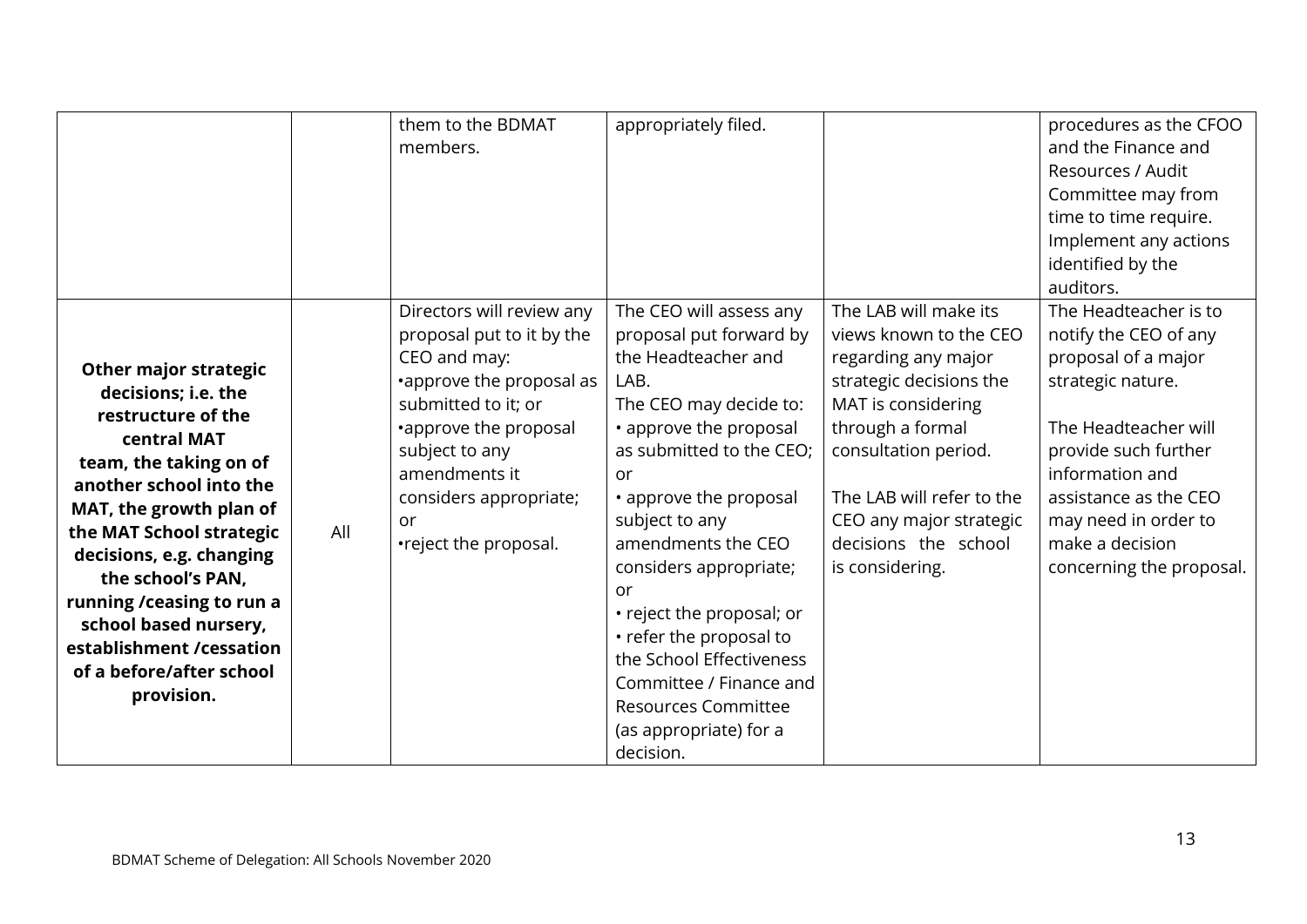| | | | | | |
|---|---|---|---|---|---|
| | | them to the BDMAT members. | appropriately filed. | | procedures as the CFOO and the Finance and Resources / Audit Committee may from time to time require. Implement any actions identified by the auditors. |
| **Other major strategic decisions; i.e. the restructure of the central MAT team, the taking on of another school into the MAT, the growth plan of the MAT School strategic decisions, e.g. changing the school's PAN, running /ceasing to run a school based nursery, establishment /cessation of a before/after school provision.** | All | Directors will review any proposal put to it by the CEO and may:<br>•approve the proposal as submitted to it; or<br>•approve the proposal subject to any amendments it considers appropriate; or<br>•reject the proposal. | The CEO will assess any proposal put forward by the Headteacher and LAB.<br>The CEO may decide to:<br>• approve the proposal as submitted to the CEO; or<br>• approve the proposal subject to any amendments the CEO considers appropriate; or<br>• reject the proposal; or<br>• refer the proposal to the School Effectiveness Committee / Finance and Resources Committee (as appropriate) for a decision. | The LAB will make its views known to the CEO regarding any major strategic decisions the MAT is considering through a formal consultation period.<br><br>The LAB will refer to the CEO any major strategic decisions the school is considering. | The Headteacher is to notify the CEO of any proposal of a major strategic nature.<br><br>The Headteacher will provide such further information and assistance as the CEO may need in order to make a decision concerning the proposal. |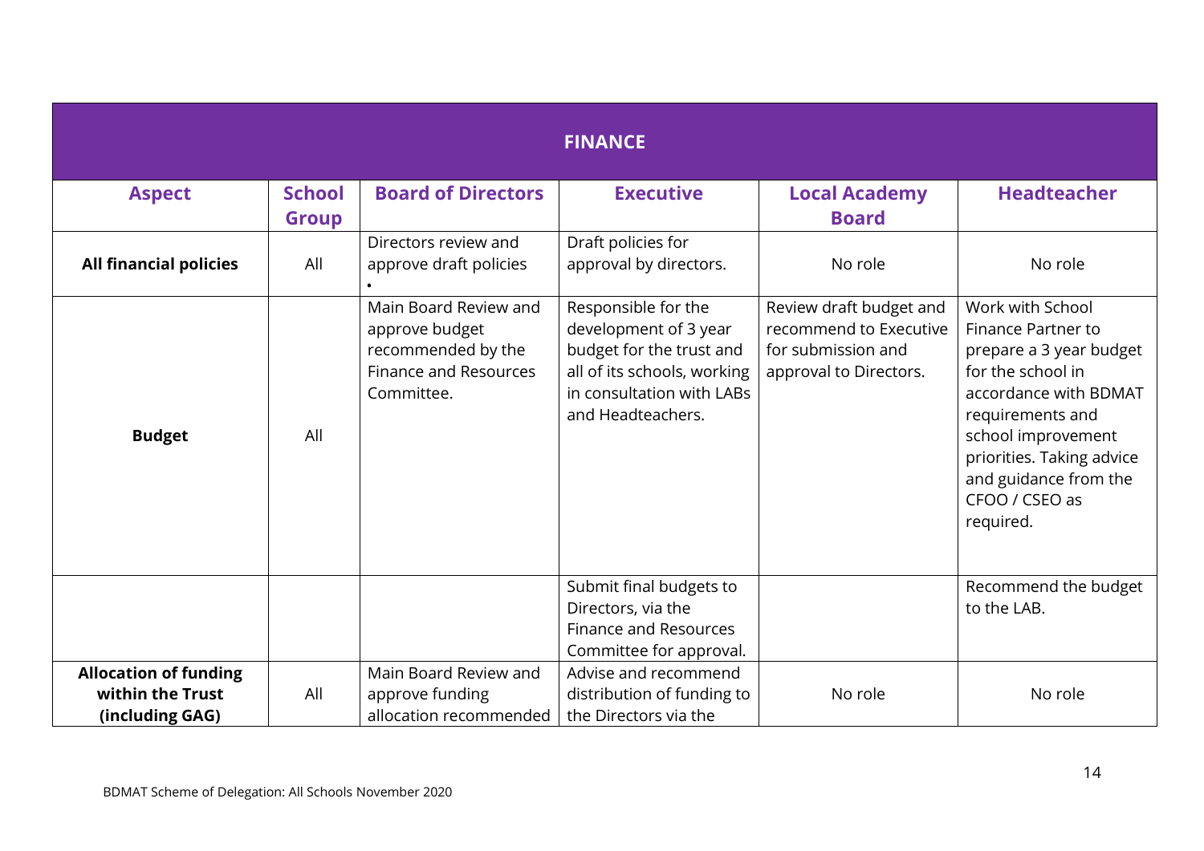| FINANCE | | | | | |
|---|---|---|---|---|---|
| **Aspect** | **School Group** | **Board of Directors** | **Executive** | **Local Academy Board** | **Headteacher** |
| **All financial policies** | All | Directors review and approve draft policies • | Draft policies for approval by directors. | No role | No role |
| **Budget** | All | Main Board Review and approve budget recommended by the Finance and Resources Committee. | Responsible for the development of 3 year budget for the trust and all of its schools, working in consultation with LABs and Headteachers. | Review draft budget and recommend to Executive for submission and approval to Directors. | Work with School Finance Partner to prepare a 3 year budget for the school in accordance with BDMAT requirements and school improvement priorities. Taking advice and guidance from the CFOO / CSEO as required. |
| | | | Submit final budgets to Directors, via the Finance and Resources Committee for approval. | | Recommend the budget to the LAB. |
| **Allocation of funding within the Trust (including GAG)** | All | Main Board Review and approve funding allocation recommended | Advise and recommend distribution of funding to the Directors via the | No role | No role |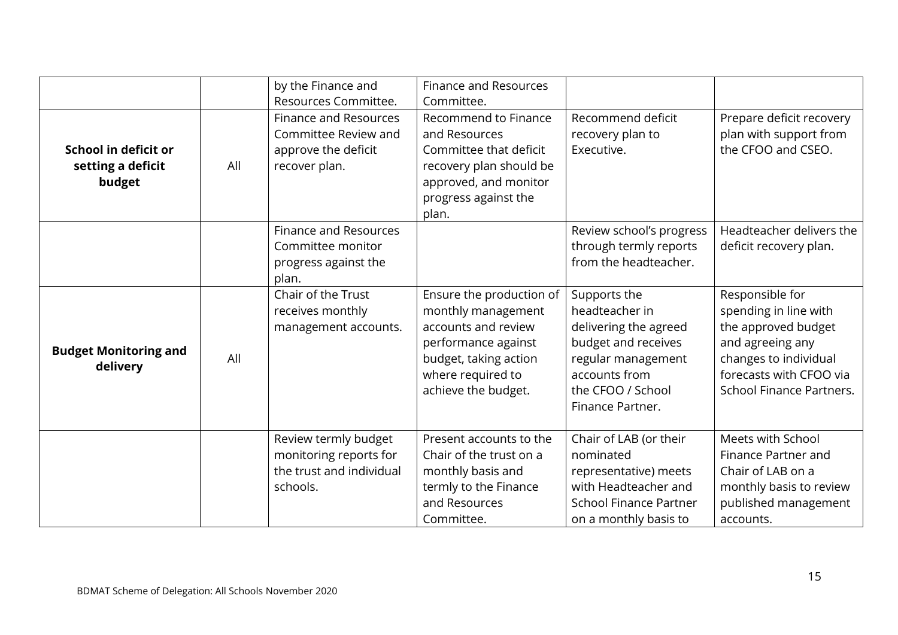| | | by the Finance and Resources Committee. | Finance and Resources Committee. | | |
|---|---|---|---|---|---|
| **School in deficit or setting a deficit budget** | All | Finance and Resources Committee Review and approve the deficit recover plan. | Recommend to Finance and Resources Committee that deficit recovery plan should be approved, and monitor progress against the plan. | Recommend deficit recovery plan to Executive. | Prepare deficit recovery plan with support from the CFOO and CSEO. |
| | | Finance and Resources Committee monitor progress against the plan. | | Review school's progress through termly reports from the headteacher. | Headteacher delivers the deficit recovery plan. |
| **Budget Monitoring and delivery** | All | Chair of the Trust receives monthly management accounts. | Ensure the production of monthly management accounts and review performance against budget, taking action where required to achieve the budget. | Supports the headteacher in delivering the agreed budget and receives regular management accounts from the CFOO / School Finance Partner. | Responsible for spending in line with the approved budget and agreeing any changes to individual forecasts with CFOO via School Finance Partners. |
| | | Review termly budget monitoring reports for the trust and individual schools. | Present accounts to the Chair of the trust on a monthly basis and termly to the Finance and Resources Committee. | Chair of LAB (or their nominated representative) meets with Headteacher and School Finance Partner on a monthly basis to | Meets with School Finance Partner and Chair of LAB on a monthly basis to review published management accounts. |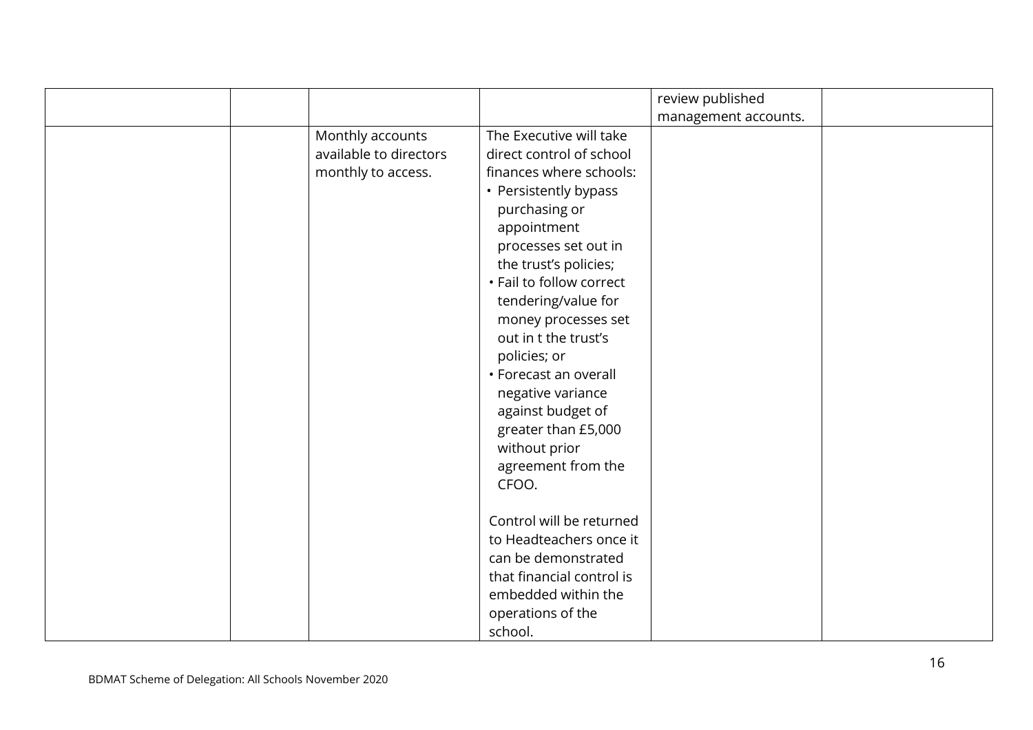| | | | | | |
|---|---|---|---|---|---|
| | | | | review published management accounts. | |
| | | Monthly accounts available to directors monthly to access. | The Executive will take direct control of school finances where schools:<br>• Persistently bypass purchasing or appointment processes set out in the trust's policies;<br>• Fail to follow correct tendering/value for money processes set out in t the trust's policies; or<br>• Forecast an overall negative variance against budget of greater than £5,000 without prior agreement from the CFOO.<br><br>Control will be returned to Headteachers once it can be demonstrated that financial control is embedded within the operations of the school. | | |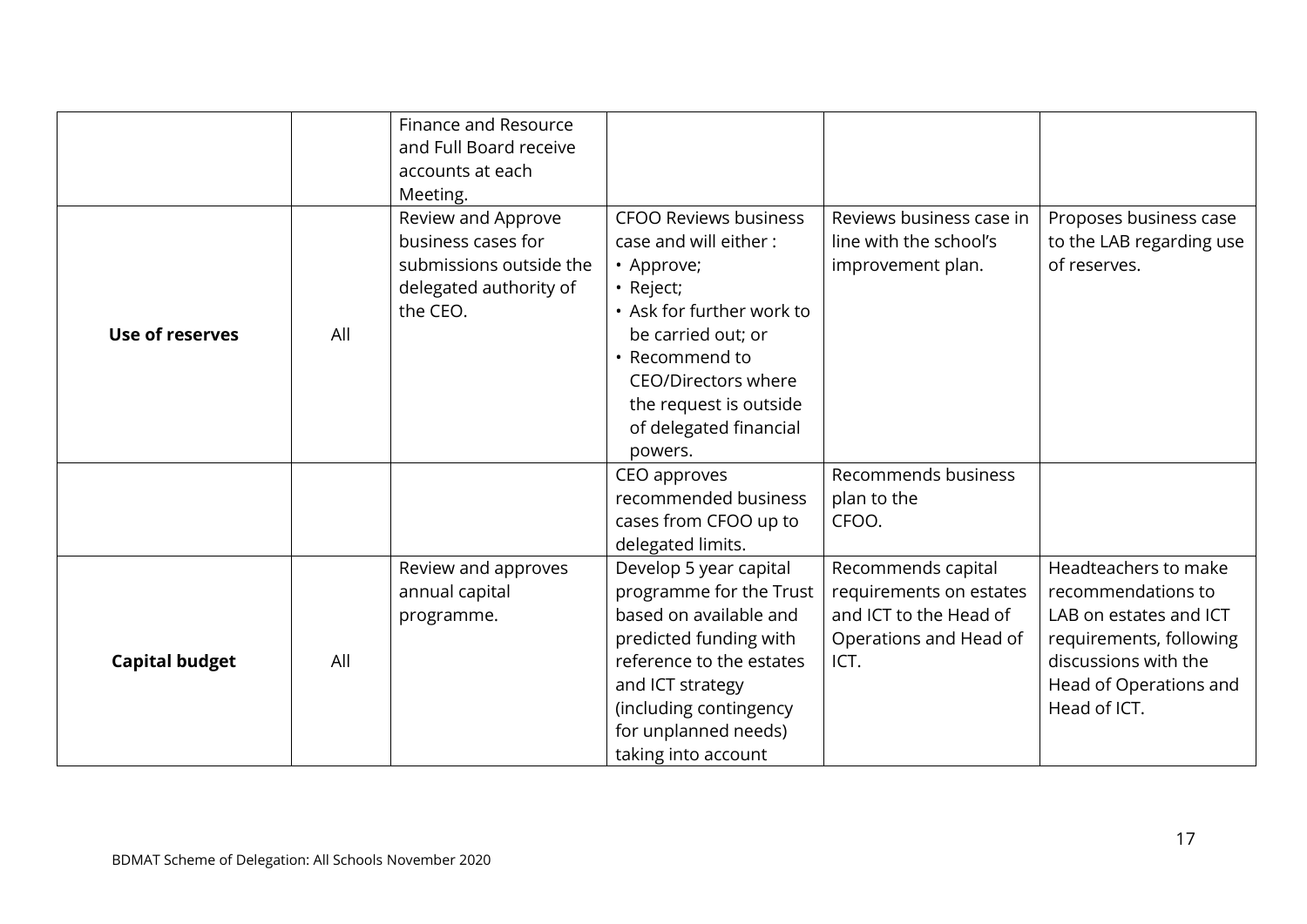| | | | | | |
|---|---|---|---|---|---|
| | | Finance and Resource and Full Board receive accounts at each Meeting. | | | |
| **Use of reserves** | All | Review and Approve business cases for submissions outside the delegated authority of the CEO. | CFOO Reviews business case and will either : • Approve; • Reject; • Ask for further work to be carried out; or • Recommend to CEO/Directors where the request is outside of delegated financial powers. | Reviews business case in line with the school's improvement plan. | Proposes business case to the LAB regarding use of reserves. |
| | | | CEO approves recommended business cases from CFOO up to delegated limits. | Recommends business plan to the CFOO. | |
| **Capital budget** | All | Review and approves annual capital programme. | Develop 5 year capital programme for the Trust based on available and predicted funding with reference to the estates and ICT strategy (including contingency for unplanned needs) taking into account | Recommends capital requirements on estates and ICT to the Head of Operations and Head of ICT. | Headteachers to make recommendations to LAB on estates and ICT requirements, following discussions with the Head of Operations and Head of ICT. |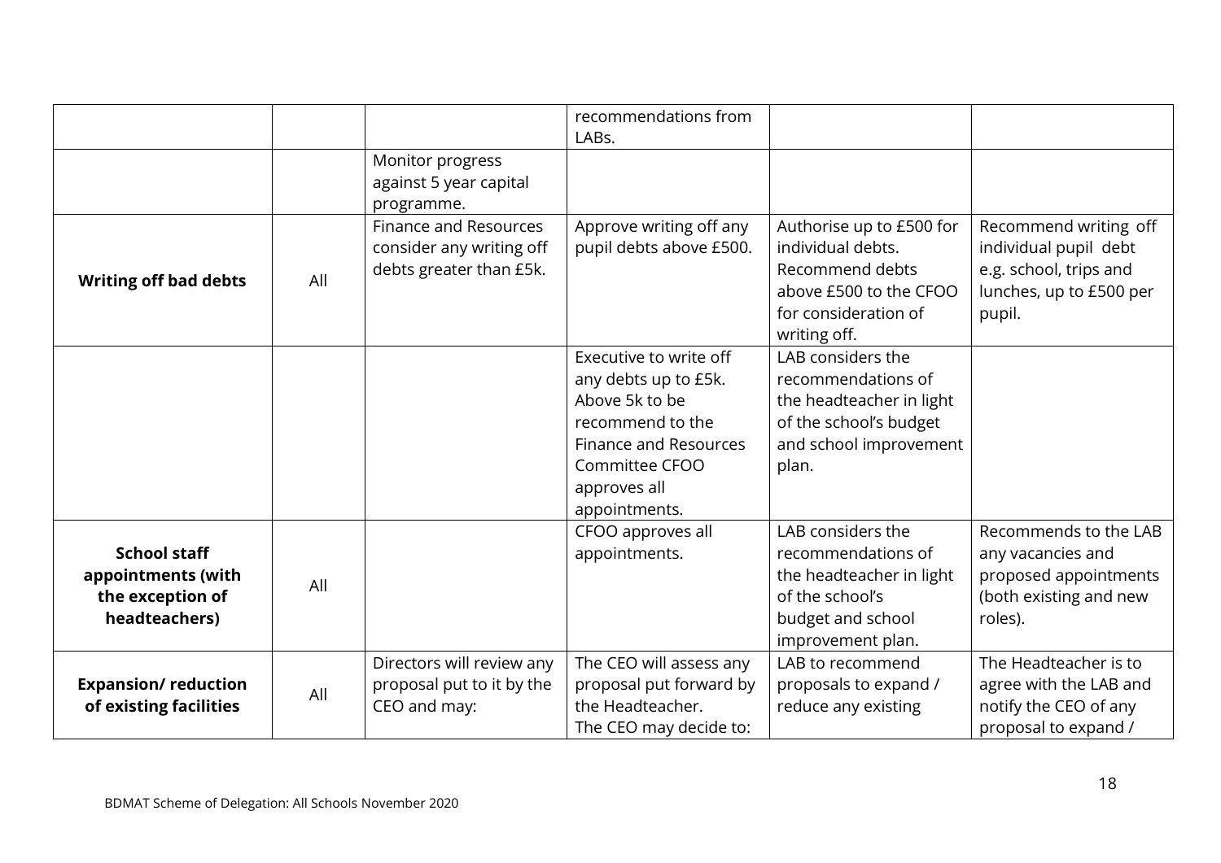|  |  |  | recommendations from LABs. |  |  |
|---|---|---|---|---|---|
|  |  | Monitor progress against 5 year capital programme. |  |  |  |
| **Writing off bad debts** | All | Finance and Resources consider any writing off debts greater than £5k. | Approve writing off any pupil debts above £500. | Authorise up to £500 for individual debts. Recommend debts above £500 to the CFOO for consideration of writing off. | Recommend writing off individual pupil debt e.g. school, trips and lunches, up to £500 per pupil. |
|  |  |  | Executive to write off any debts up to £5k. Above 5k to be recommend to the Finance and Resources Committee CFOO approves all appointments. | LAB considers the recommendations of the headteacher in light of the school's budget and school improvement plan. |  |
| **School staff appointments (with the exception of headteachers)** | All |  | CFOO approves all appointments. | LAB considers the recommendations of the headteacher in light of the school's budget and school improvement plan. | Recommends to the LAB any vacancies and proposed appointments (both existing and new roles). |
| **Expansion/ reduction of existing facilities** | All | Directors will review any proposal put to it by the CEO and may: | The CEO will assess any proposal put forward by the Headteacher. The CEO may decide to: | LAB to recommend proposals to expand / reduce any existing | The Headteacher is to agree with the LAB and notify the CEO of any proposal to expand / |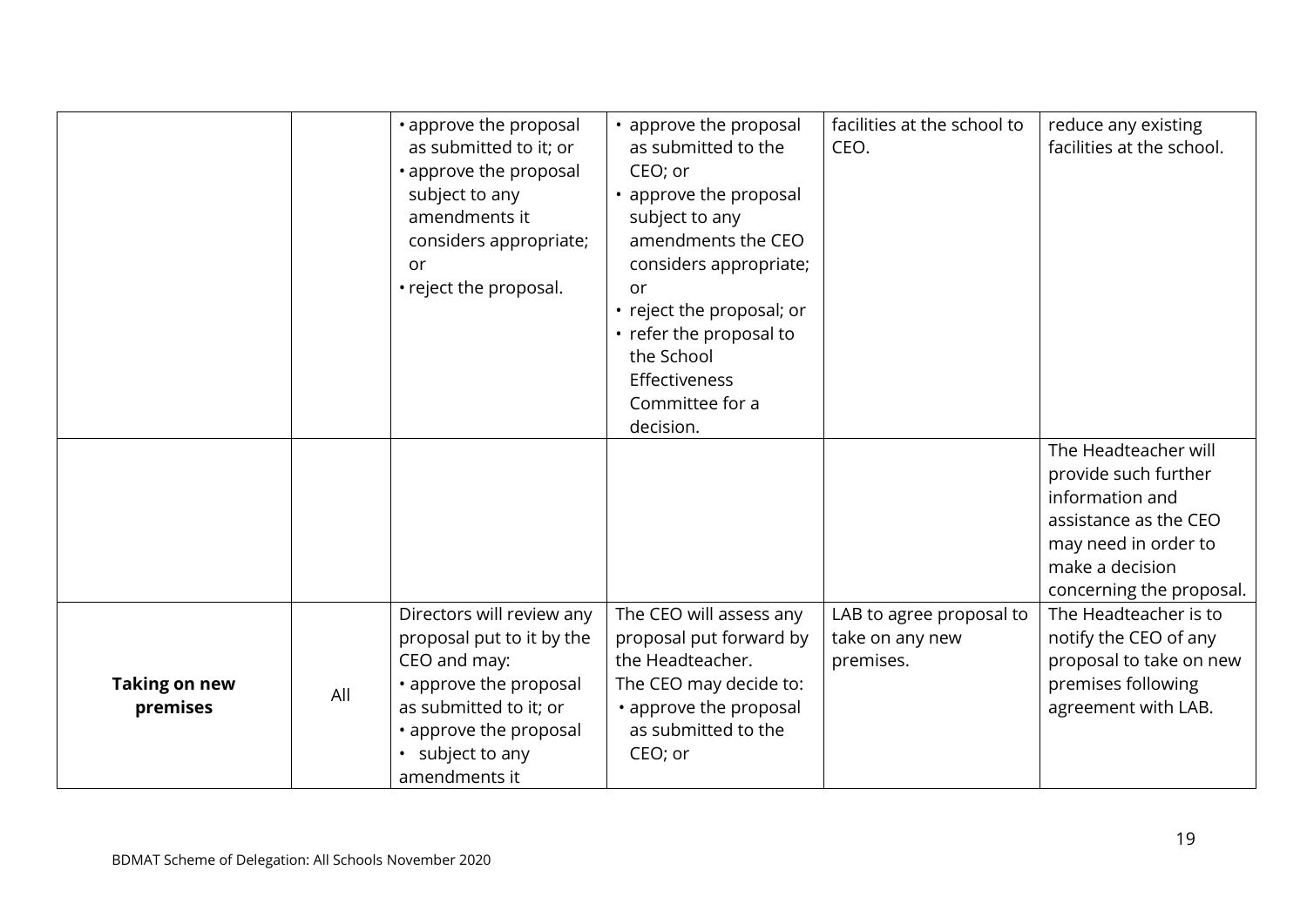| | | | | | |
|---|---|---|---|---|---|
| | | • approve the proposal as submitted to it; or<br>• approve the proposal subject to any amendments it considers appropriate; or<br>• reject the proposal. | • approve the proposal as submitted to the CEO; or<br>• approve the proposal subject to any amendments the CEO considers appropriate; or<br>• reject the proposal; or<br>• refer the proposal to the School Effectiveness Committee for a decision. | facilities at the school to CEO. | reduce any existing facilities at the school. |
| | | | | | The Headteacher will provide such further information and assistance as the CEO may need in order to make a decision concerning the proposal. |
| **Taking on new premises** | All | Directors will review any proposal put to it by the CEO and may:<br>• approve the proposal as submitted to it; or<br>• approve the proposal<br>• subject to any amendments it | The CEO will assess any proposal put forward by the Headteacher.<br>The CEO may decide to:<br>• approve the proposal as submitted to the CEO; or | LAB to agree proposal to take on any new premises. | The Headteacher is to notify the CEO of any proposal to take on new premises following agreement with LAB. |

BDMAT Scheme of Delegation: All Schools November 2020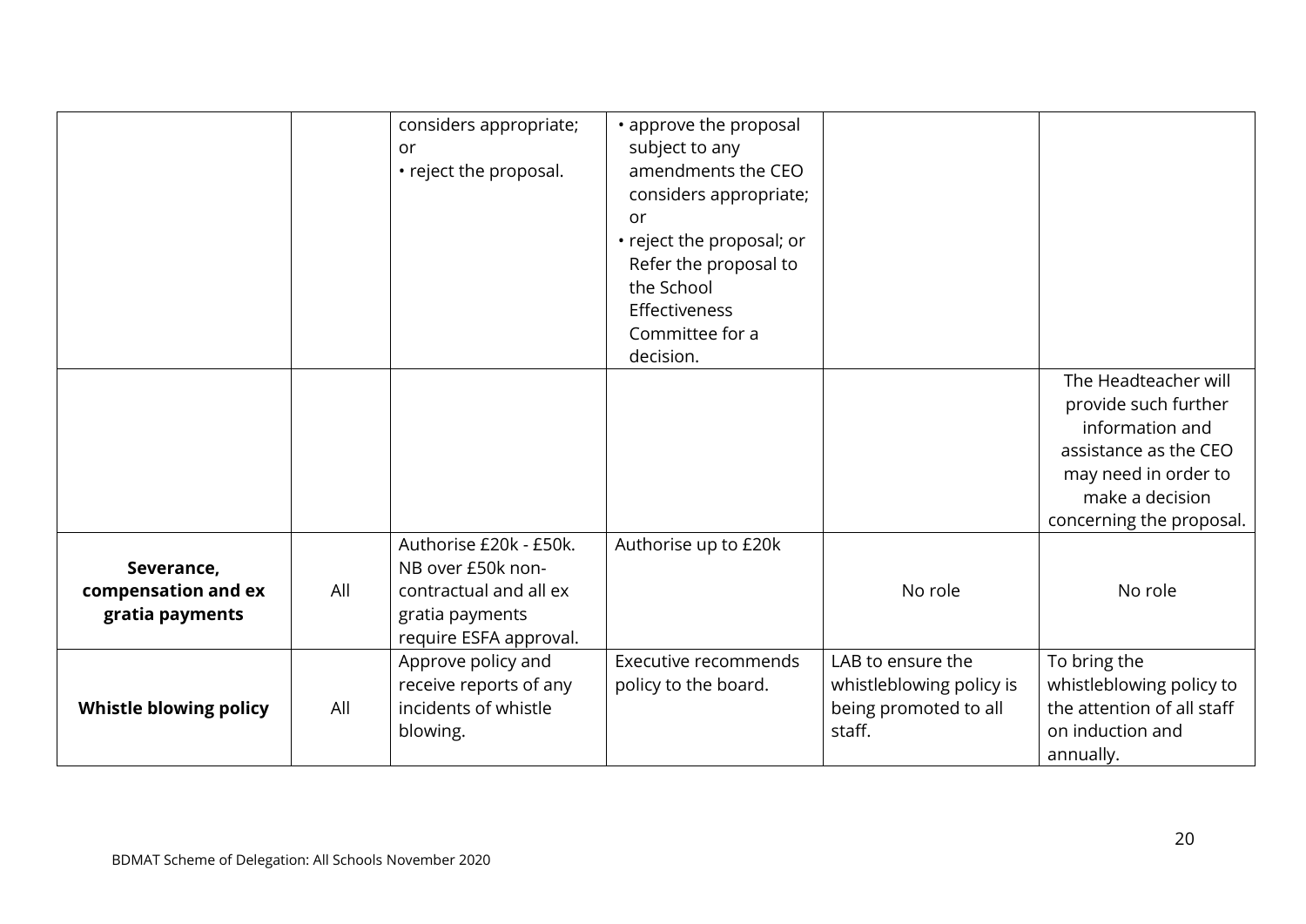| | | | | | |
|---|---|---|---|---|---|
| | | considers appropriate; or<br>• reject the proposal. | • approve the proposal subject to any amendments the CEO considers appropriate; or<br>• reject the proposal; or Refer the proposal to the School Effectiveness Committee for a decision. | | |
| | | | | | The Headteacher will provide such further information and assistance as the CEO may need in order to make a decision concerning the proposal. |
| **Severance, compensation and ex gratia payments** | All | Authorise £20k - £50k. NB over £50k non-contractual and all ex gratia payments require ESFA approval. | Authorise up to £20k | No role | No role |
| **Whistle blowing policy** | All | Approve policy and receive reports of any incidents of whistle blowing. | Executive recommends policy to the board. | LAB to ensure the whistleblowing policy is being promoted to all staff. | To bring the whistleblowing policy to the attention of all staff on induction and annually. |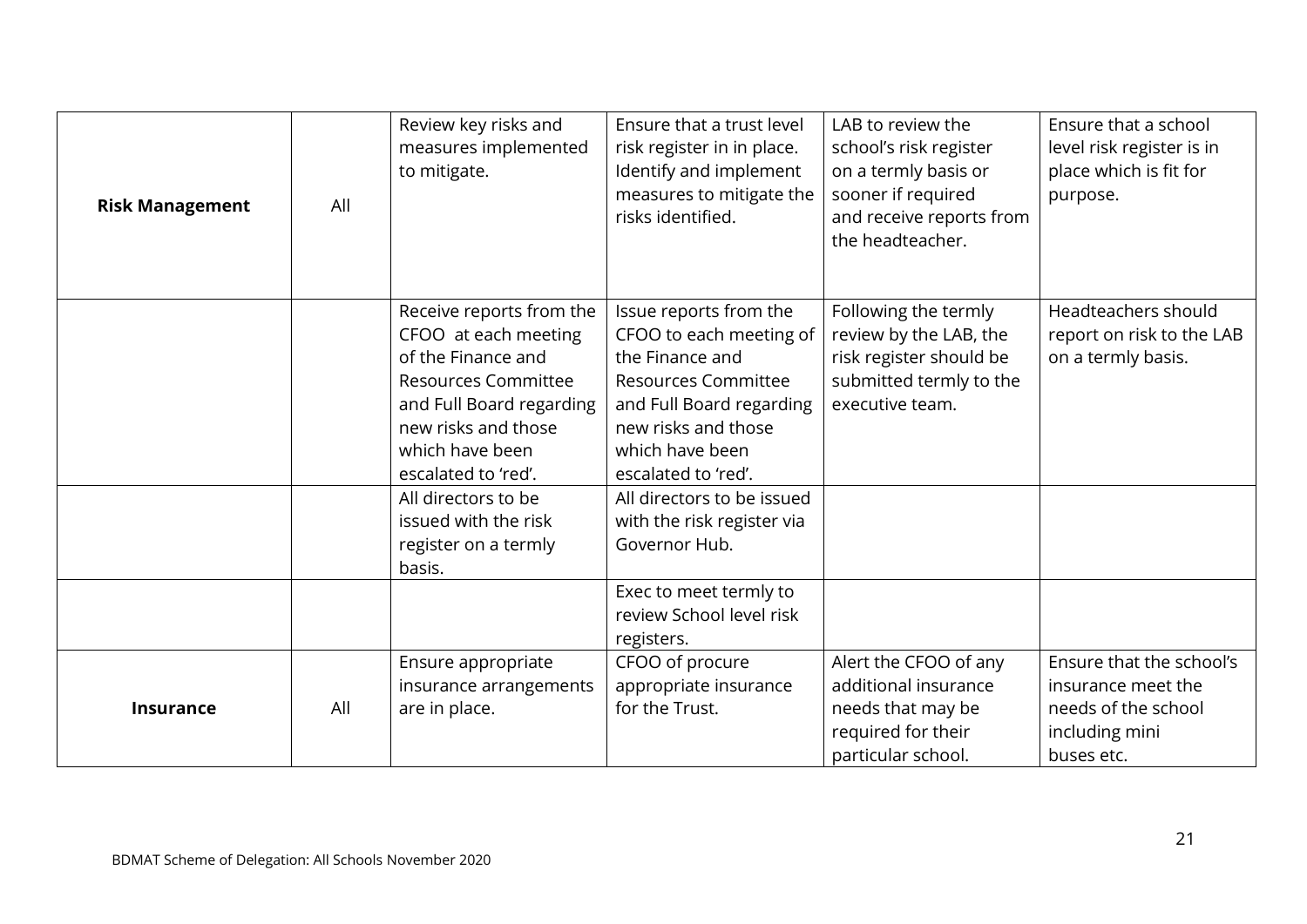| | | | | | |
|---|---|---|---|---|---|
| **Risk Management** | All | Review key risks and measures implemented to mitigate. | Ensure that a trust level risk register in in place. Identify and implement measures to mitigate the risks identified. | LAB to review the school's risk register on a termly basis or sooner if required and receive reports from the headteacher. | Ensure that a school level risk register is in place which is fit for purpose. |
| | | Receive reports from the CFOO at each meeting of the Finance and Resources Committee and Full Board regarding new risks and those which have been escalated to 'red'. | Issue reports from the CFOO to each meeting of the Finance and Resources Committee and Full Board regarding new risks and those which have been escalated to 'red'. | Following the termly review by the LAB, the risk register should be submitted termly to the executive team. | Headteachers should report on risk to the LAB on a termly basis. |
| | | All directors to be issued with the risk register on a termly basis. | All directors to be issued with the risk register via Governor Hub. | | |
| | | | Exec to meet termly to review School level risk registers. | | |
| **Insurance** | All | Ensure appropriate insurance arrangements are in place. | CFOO of procure appropriate insurance for the Trust. | Alert the CFOO of any additional insurance needs that may be required for their particular school. | Ensure that the school's insurance meet the needs of the school including mini buses etc. |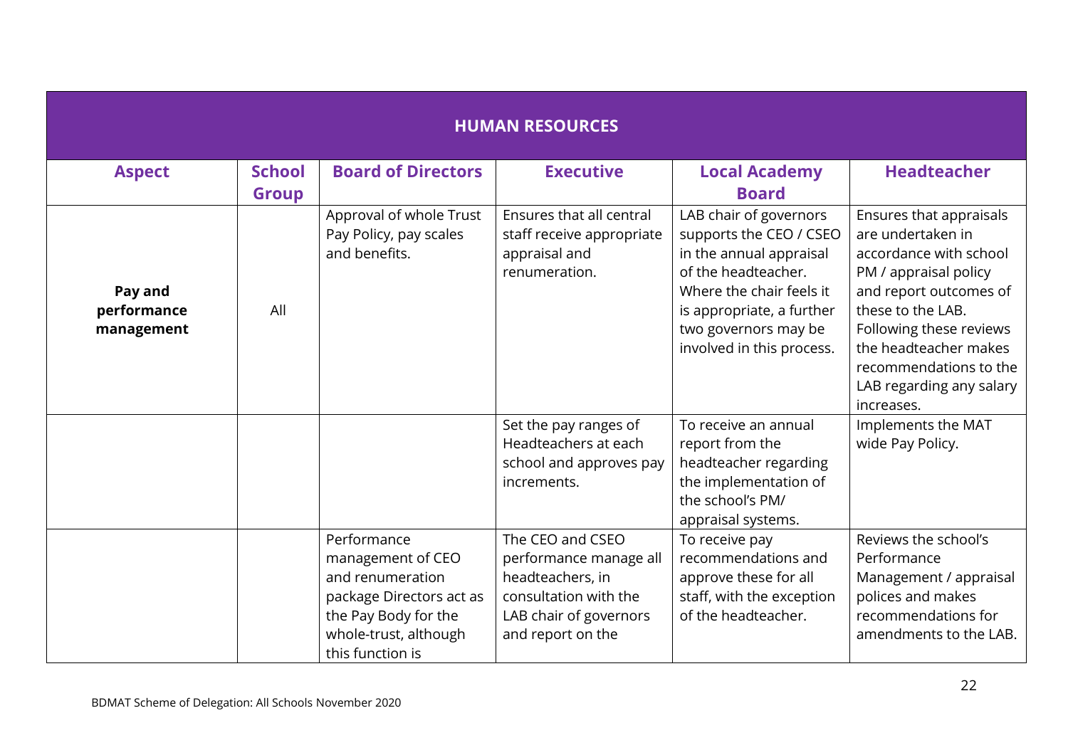| HUMAN RESOURCES | | | | | |
|---|---|---|---|---|---|
| **Aspect** | **School Group** | **Board of Directors** | **Executive** | **Local Academy Board** | **Headteacher** |
| **Pay and performance management** | All | Approval of whole Trust Pay Policy, pay scales and benefits. | Ensures that all central staff receive appropriate appraisal and renumeration. | LAB chair of governors supports the CEO / CSEO in the annual appraisal of the headteacher. Where the chair feels it is appropriate, a further two governors may be involved in this process. | Ensures that appraisals are undertaken in accordance with school PM / appraisal policy and report outcomes of these to the LAB. Following these reviews the headteacher makes recommendations to the LAB regarding any salary increases. |
| | | | Set the pay ranges of Headteachers at each school and approves pay increments. | To receive an annual report from the headteacher regarding the implementation of the school's PM/ appraisal systems. | Implements the MAT wide Pay Policy. |
| | | Performance management of CEO and renumeration package Directors act as the Pay Body for the whole-trust, although this function is | The CEO and CSEO performance manage all headteachers, in consultation with the LAB chair of governors and report on the | To receive pay recommendations and approve these for all staff, with the exception of the headteacher. | Reviews the school's Performance Management / appraisal polices and makes recommendations for amendments to the LAB. |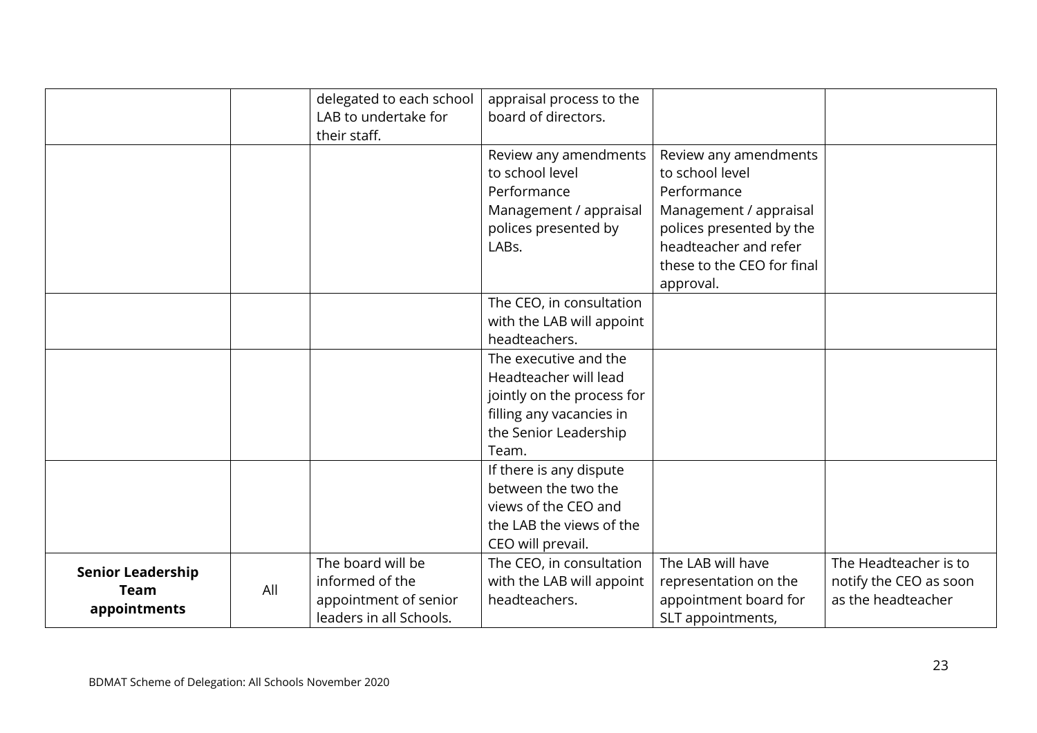| | | delegated to each school LAB to undertake for their staff. | appraisal process to the board of directors. | | |
|---|---|---|---|---|---|
| | | | Review any amendments to school level Performance Management / appraisal polices presented by LABs. | Review any amendments to school level Performance Management / appraisal polices presented by the headteacher and refer these to the CEO for final approval. | |
| | | | The CEO, in consultation with the LAB will appoint headteachers. | | |
| | | | The executive and the Headteacher will lead jointly on the process for filling any vacancies in the Senior Leadership Team. | | |
| | | | If there is any dispute between the two the views of the CEO and the LAB the views of the CEO will prevail. | | |
| **Senior Leadership Team appointments** | All | The board will be informed of the appointment of senior leaders in all Schools. | The CEO, in consultation with the LAB will appoint headteachers. | The LAB will have representation on the appointment board for SLT appointments, | The Headteacher is to notify the CEO as soon as the headteacher |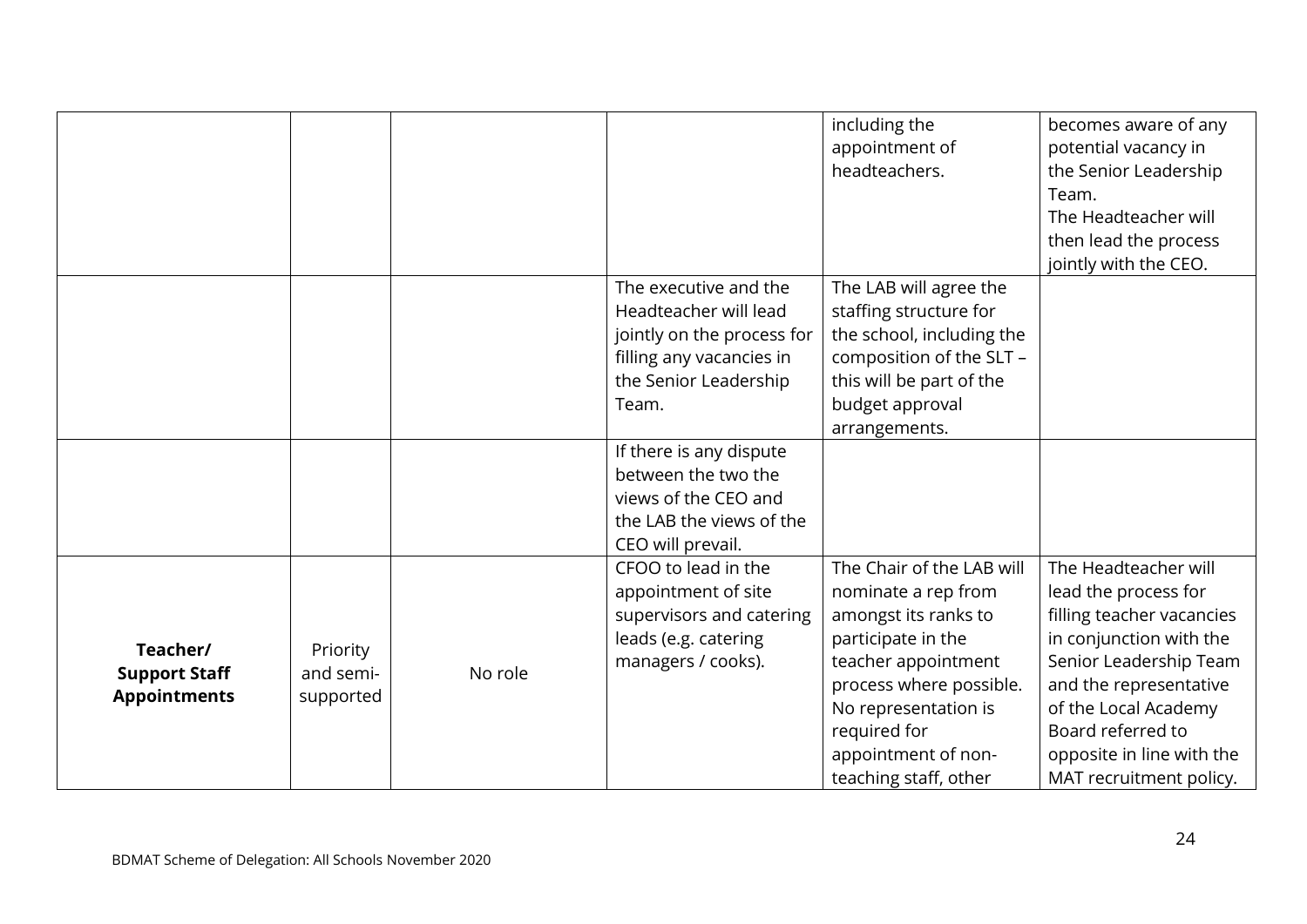| | | | | | |
|---|---|---|---|---|---|
| | | | | including the appointment of headteachers. | becomes aware of any potential vacancy in the Senior Leadership Team.<br>The Headteacher will then lead the process jointly with the CEO. |
| | | | The executive and the Headteacher will lead jointly on the process for filling any vacancies in the Senior Leadership Team. | The LAB will agree the staffing structure for the school, including the composition of the SLT – this will be part of the budget approval arrangements. | |
| | | | If there is any dispute between the two the views of the CEO and the LAB the views of the CEO will prevail. | | |
| **Teacher/ Support Staff Appointments** | Priority and semi-supported | No role | CFOO to lead in the appointment of site supervisors and catering leads (e.g. catering managers / cooks). | The Chair of the LAB will nominate a rep from amongst its ranks to participate in the teacher appointment process where possible. No representation is required for appointment of non-teaching staff, other | The Headteacher will lead the process for filling teacher vacancies in conjunction with the Senior Leadership Team and the representative of the Local Academy Board referred to opposite in line with the MAT recruitment policy. |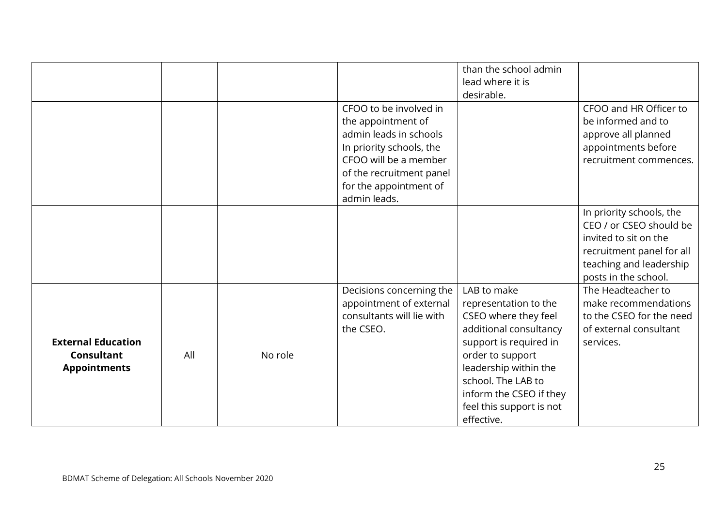| | | | | | |
|---|---|---|---|---|---|
| | | | | than the school admin lead where it is desirable. | |
| | | | CFOO to be involved in the appointment of admin leads in schools In priority schools, the CFOO will be a member of the recruitment panel for the appointment of admin leads. | | CFOO and HR Officer to be informed and to approve all planned appointments before recruitment commences. |
| | | | | | In priority schools, the CEO / or CSEO should be invited to sit on the recruitment panel for all teaching and leadership posts in the school. |
| **External Education Consultant Appointments** | All | No role | Decisions concerning the appointment of external consultants will lie with the CSEO. | LAB to make representation to the CSEO where they feel additional consultancy support is required in order to support leadership within the school. The LAB to inform the CSEO if they feel this support is not effective. | The Headteacher to make recommendations to the CSEO for the need of external consultant services. |

BDMAT Scheme of Delegation: All Schools November 2020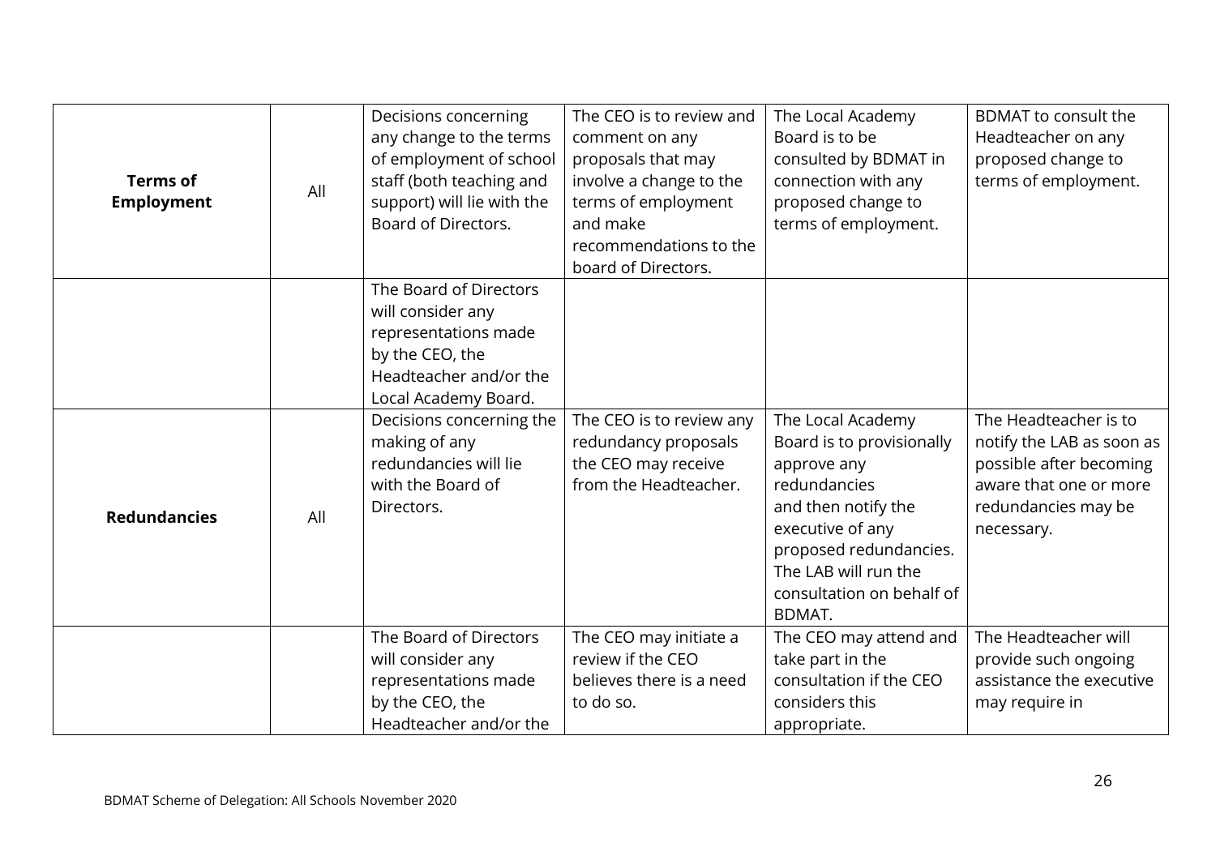| | | | | | |
|---|---|---|---|---|---|
| **Terms of Employment** | All | Decisions concerning any change to the terms of employment of school staff (both teaching and support) will lie with the Board of Directors. | The CEO is to review and comment on any proposals that may involve a change to the terms of employment and make recommendations to the board of Directors. | The Local Academy Board is to be consulted by BDMAT in connection with any proposed change to terms of employment. | BDMAT to consult the Headteacher on any proposed change to terms of employment. |
| | | The Board of Directors will consider any representations made by the CEO, the Headteacher and/or the Local Academy Board. | | | |
| **Redundancies** | All | Decisions concerning the making of any redundancies will lie with the Board of Directors. | The CEO is to review any redundancy proposals the CEO may receive from the Headteacher. | The Local Academy Board is to provisionally approve any redundancies and then notify the executive of any proposed redundancies. The LAB will run the consultation on behalf of BDMAT. | The Headteacher is to notify the LAB as soon as possible after becoming aware that one or more redundancies may be necessary. |
| | | The Board of Directors will consider any representations made by the CEO, the Headteacher and/or the | The CEO may initiate a review if the CEO believes there is a need to do so. | The CEO may attend and take part in the consultation if the CEO considers this appropriate. | The Headteacher will provide such ongoing assistance the executive may require in |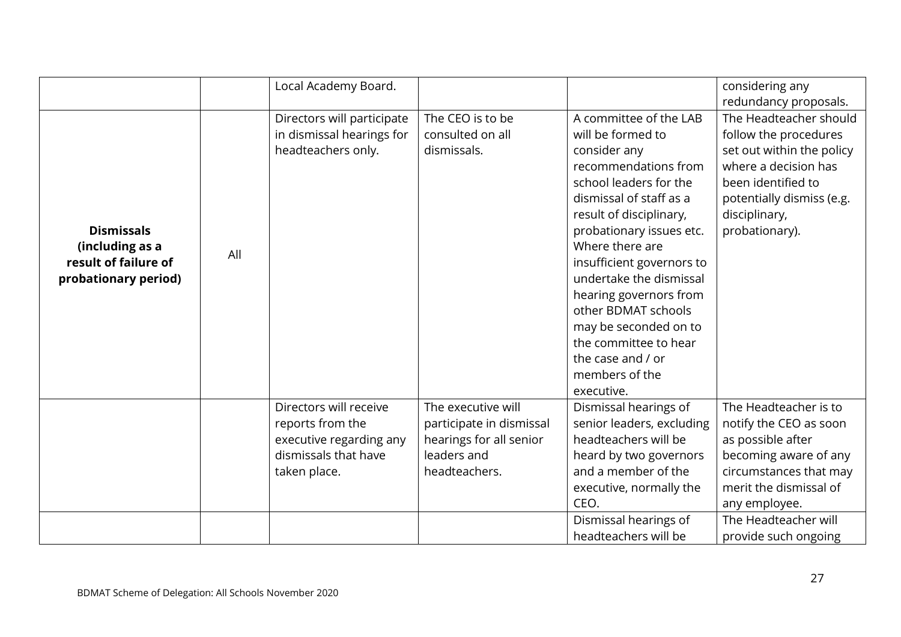| | | Local Academy Board. | | | considering any redundancy proposals. |
|---|---|---|---|---|---|
| **Dismissals (including as a result of failure of probationary period)** | All | Directors will participate in dismissal hearings for headteachers only. | The CEO is to be consulted on all dismissals. | A committee of the LAB will be formed to consider any recommendations from school leaders for the dismissal of staff as a result of disciplinary, probationary issues etc. Where there are insufficient governors to undertake the dismissal hearing governors from other BDMAT schools may be seconded on to the committee to hear the case and / or members of the executive. | The Headteacher should follow the procedures set out within the policy where a decision has been identified to potentially dismiss (e.g. disciplinary, probationary). |
| | | Directors will receive reports from the executive regarding any dismissals that have taken place. | The executive will participate in dismissal hearings for all senior leaders and headteachers. | Dismissal hearings of senior leaders, excluding headteachers will be heard by two governors and a member of the executive, normally the CEO. | The Headteacher is to notify the CEO as soon as possible after becoming aware of any circumstances that may merit the dismissal of any employee. |
| | | | | Dismissal hearings of headteachers will be | The Headteacher will provide such ongoing |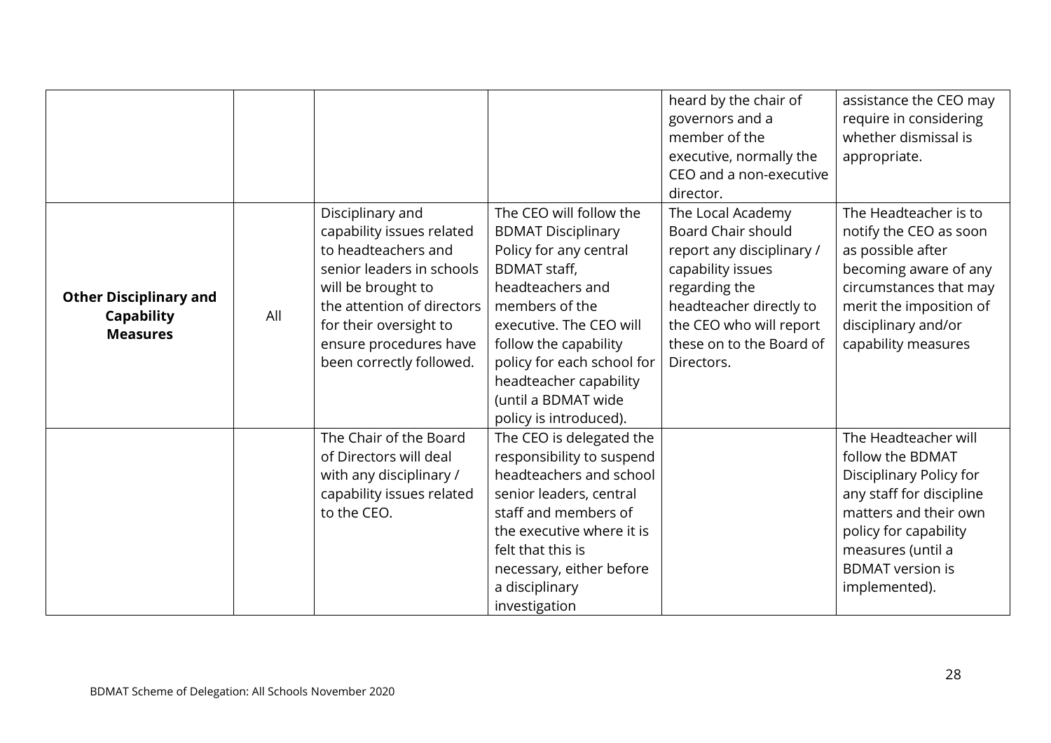| | | | | | |
|---|---|---|---|---|---|
| | | | | heard by the chair of governors and a member of the executive, normally the CEO and a non-executive director. | assistance the CEO may require in considering whether dismissal is appropriate. |
| **Other Disciplinary and Capability Measures** | All | Disciplinary and capability issues related to headteachers and senior leaders in schools will be brought to the attention of directors for their oversight to ensure procedures have been correctly followed. | The CEO will follow the BDMAT Disciplinary Policy for any central BDMAT staff, headteachers and members of the executive. The CEO will follow the capability policy for each school for headteacher capability (until a BDMAT wide policy is introduced). | The Local Academy Board Chair should report any disciplinary / capability issues regarding the headteacher directly to the CEO who will report these on to the Board of Directors. | The Headteacher is to notify the CEO as soon as possible after becoming aware of any circumstances that may merit the imposition of disciplinary and/or capability measures |
| | | The Chair of the Board of Directors will deal with any disciplinary / capability issues related to the CEO. | The CEO is delegated the responsibility to suspend headteachers and school senior leaders, central staff and members of the executive where it is felt that this is necessary, either before a disciplinary investigation | | The Headteacher will follow the BDMAT Disciplinary Policy for any staff for discipline matters and their own policy for capability measures (until a BDMAT version is implemented). |

BDMAT Scheme of Delegation: All Schools November 2020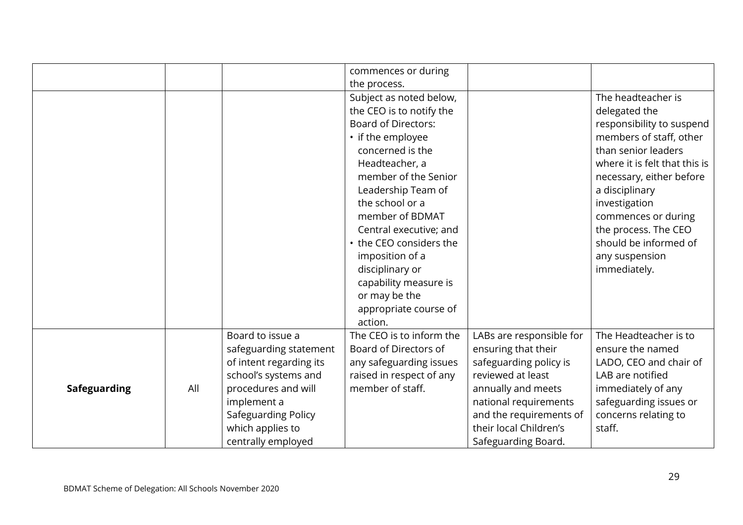| | | | | | |
|---|---|---|---|---|---|
| | | | commences or during the process. | | |
| | | | Subject as noted below, the CEO is to notify the Board of Directors:<br>• if the employee concerned is the Headteacher, a member of the Senior Leadership Team of the school or a member of BDMAT Central executive; and<br>• the CEO considers the imposition of a disciplinary or capability measure is or may be the appropriate course of action. | | The headteacher is delegated the responsibility to suspend members of staff, other than senior leaders where it is felt that this is necessary, either before a disciplinary investigation commences or during the process. The CEO should be informed of any suspension immediately. |
| **Safeguarding** | All | Board to issue a safeguarding statement of intent regarding its school's systems and procedures and will implement a Safeguarding Policy which applies to centrally employed | The CEO is to inform the Board of Directors of any safeguarding issues raised in respect of any member of staff. | LABs are responsible for ensuring that their safeguarding policy is reviewed at least annually and meets national requirements and the requirements of their local Children's Safeguarding Board. | The Headteacher is to ensure the named LADO, CEO and chair of LAB are notified immediately of any safeguarding issues or concerns relating to staff. |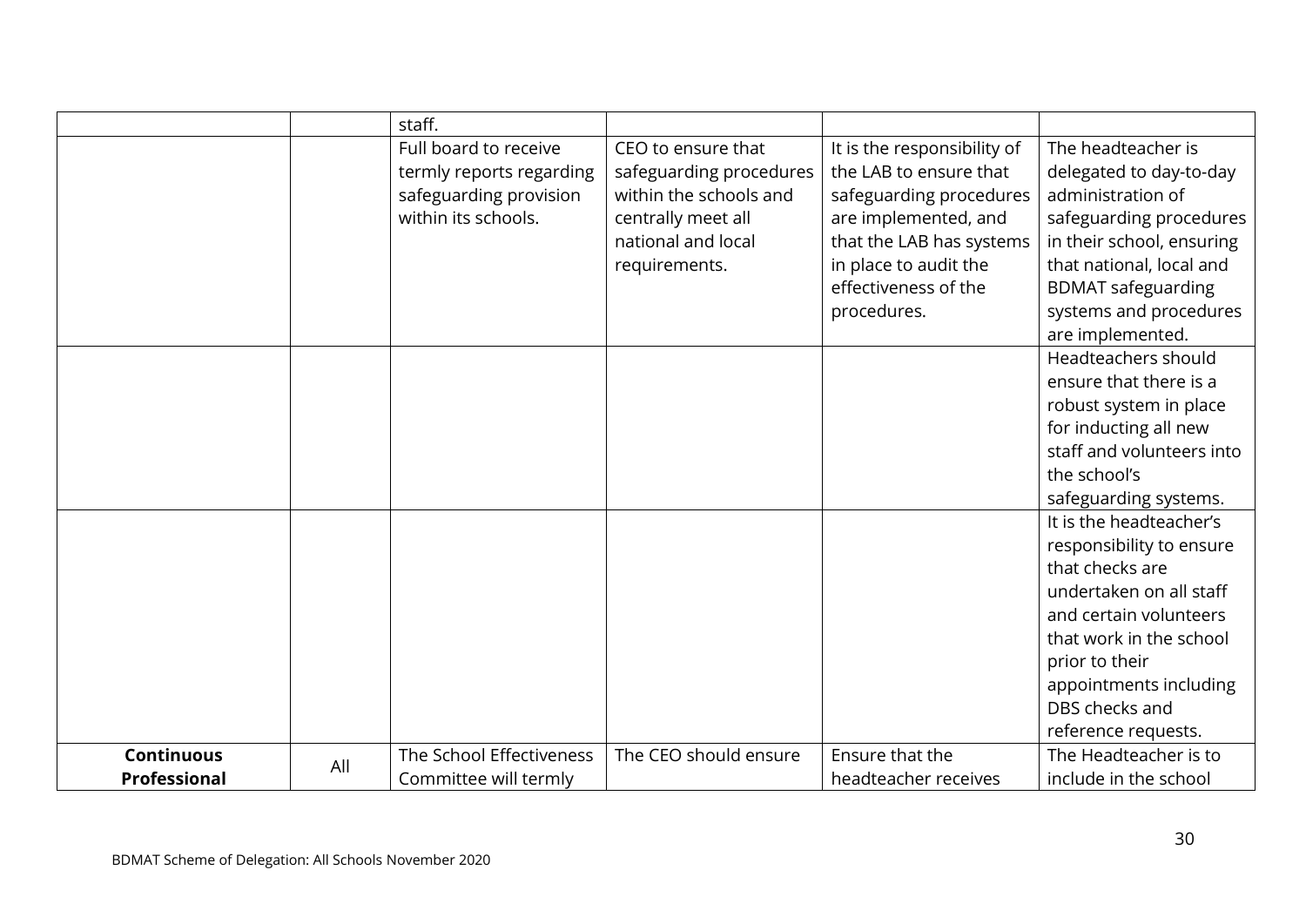| | | | | | |
|---|---|---|---|---|---|
| | | staff. | | | |
| | | Full board to receive termly reports regarding safeguarding provision within its schools. | CEO to ensure that safeguarding procedures within the schools and centrally meet all national and local requirements. | It is the responsibility of the LAB to ensure that safeguarding procedures are implemented, and that the LAB has systems in place to audit the effectiveness of the procedures. | The headteacher is delegated to day-to-day administration of safeguarding procedures in their school, ensuring that national, local and BDMAT safeguarding systems and procedures are implemented. |
| | | | | | Headteachers should ensure that there is a robust system in place for inducting all new staff and volunteers into the school's safeguarding systems. |
| | | | | | It is the headteacher's responsibility to ensure that checks are undertaken on all staff and certain volunteers that work in the school prior to their appointments including DBS checks and reference requests. |
| **Continuous Professional** | All | The School Effectiveness Committee will termly | The CEO should ensure | Ensure that the headteacher receives | The Headteacher is to include in the school |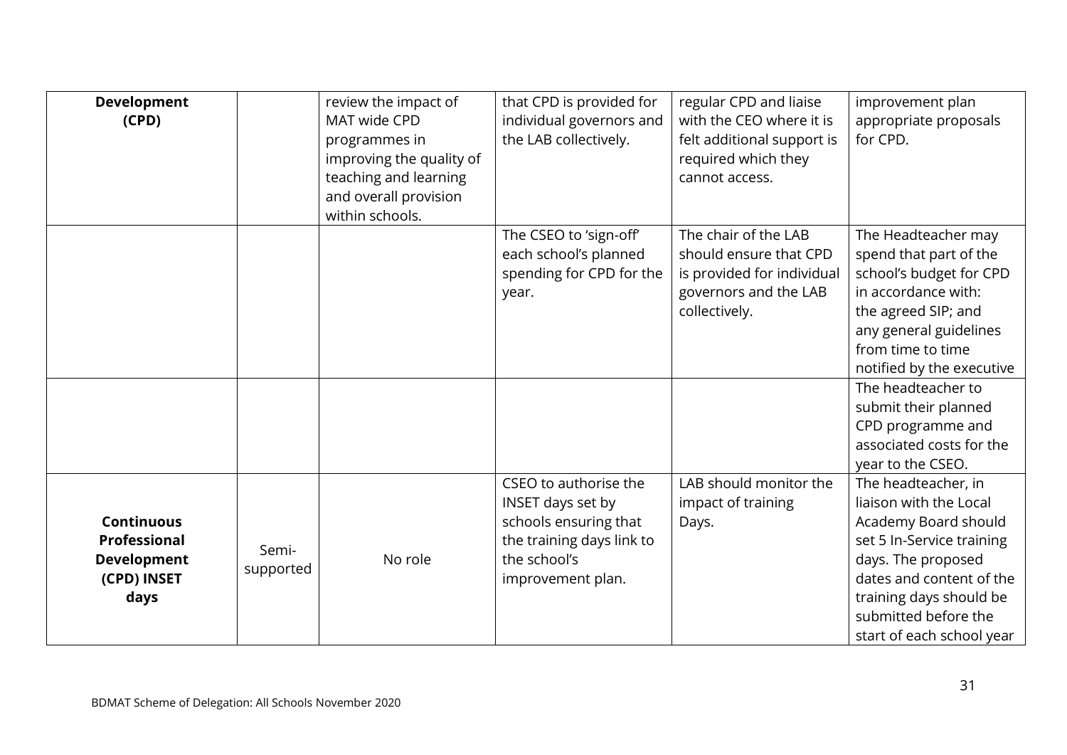| | | | | | |
|---|---|---|---|---|---|
| **Development (CPD)** | | review the impact of MAT wide CPD programmes in improving the quality of teaching and learning and overall provision within schools. | that CPD is provided for individual governors and the LAB collectively. | regular CPD and liaise with the CEO where it is felt additional support is required which they cannot access. | improvement plan appropriate proposals for CPD. |
| | | | The CSEO to 'sign-off' each school's planned spending for CPD for the year. | The chair of the LAB should ensure that CPD is provided for individual governors and the LAB collectively. | The Headteacher may spend that part of the school's budget for CPD in accordance with: the agreed SIP; and any general guidelines from time to time notified by the executive |
| | | | | | The headteacher to submit their planned CPD programme and associated costs for the year to the CSEO. |
| **Continuous Professional Development (CPD) INSET days** | Semi-supported | No role | CSEO to authorise the INSET days set by schools ensuring that the training days link to the school's improvement plan. | LAB should monitor the impact of training Days. | The headteacher, in liaison with the Local Academy Board should set 5 In-Service training days. The proposed dates and content of the training days should be submitted before the start of each school year |

BDMAT Scheme of Delegation: All Schools November 2020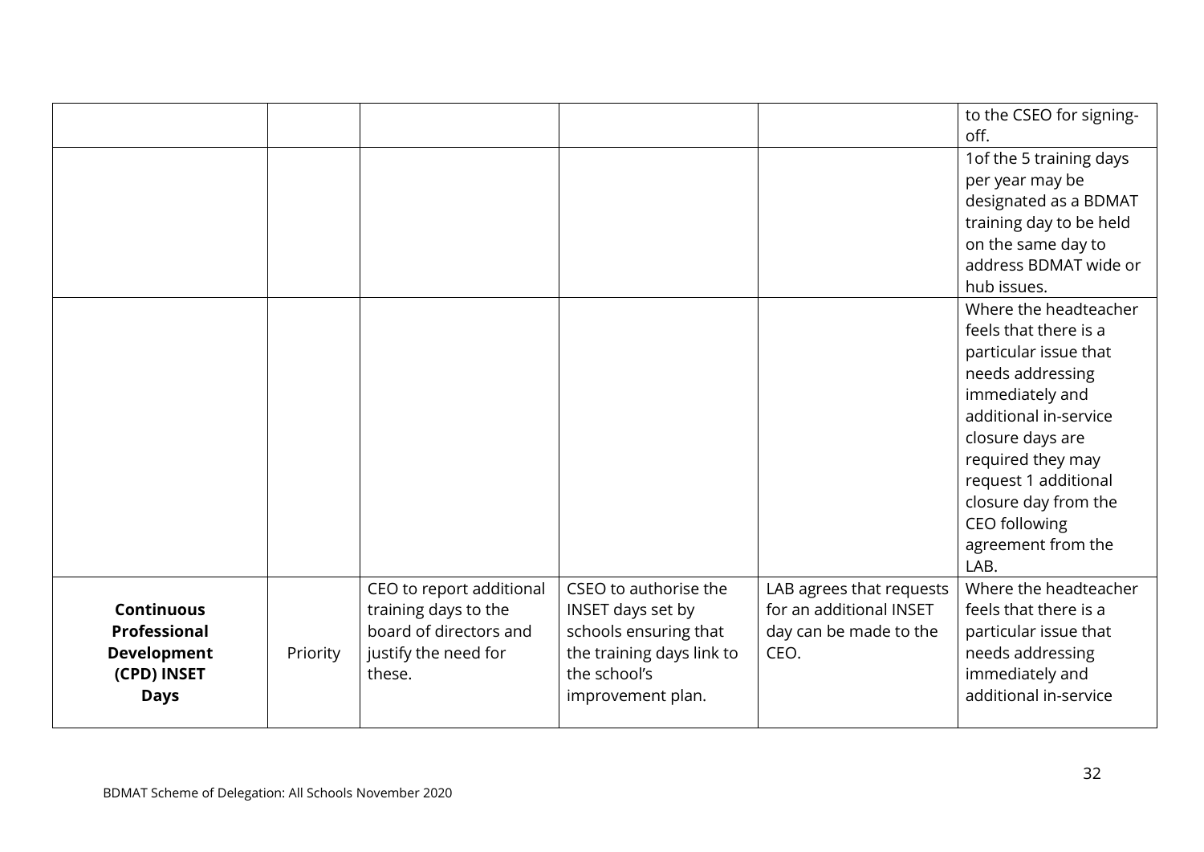| | | | | | to the CSEO for signing-off. |
|---|---|---|---|---|---|
| | | | | | 1of the 5 training days per year may be designated as a BDMAT training day to be held on the same day to address BDMAT wide or hub issues. |
| | | | | | Where the headteacher feels that there is a particular issue that needs addressing immediately and additional in-service closure days are required they may request 1 additional closure day from the CEO following agreement from the LAB. |
| **Continuous Professional Development (CPD) INSET Days** | Priority | CEO to report additional training days to the board of directors and justify the need for these. | CSEO to authorise the INSET days set by schools ensuring that the training days link to the school's improvement plan. | LAB agrees that requests for an additional INSET day can be made to the CEO. | Where the headteacher feels that there is a particular issue that needs addressing immediately and additional in-service |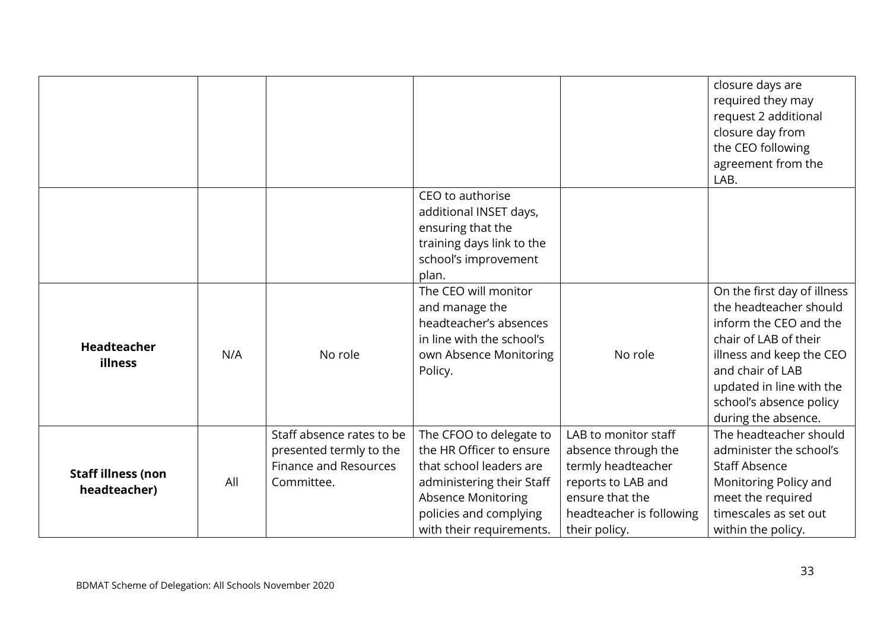| | | | | | |
|---|---|---|---|---|---|
| | | | | | closure days are required they may request 2 additional closure day from the CEO following agreement from the LAB. |
| | | | CEO to authorise additional INSET days, ensuring that the training days link to the school's improvement plan. | | |
| **Headteacher illness** | N/A | No role | The CEO will monitor and manage the headteacher's absences in line with the school's own Absence Monitoring Policy. | No role | On the first day of illness the headteacher should inform the CEO and the chair of LAB of their illness and keep the CEO and chair of LAB updated in line with the school's absence policy during the absence. |
| **Staff illness (non headteacher)** | All | Staff absence rates to be presented termly to the Finance and Resources Committee. | The CFOO to delegate to the HR Officer to ensure that school leaders are administering their Staff Absence Monitoring policies and complying with their requirements. | LAB to monitor staff absence through the termly headteacher reports to LAB and ensure that the headteacher is following their policy. | The headteacher should administer the school's Staff Absence Monitoring Policy and meet the required timescales as set out within the policy. |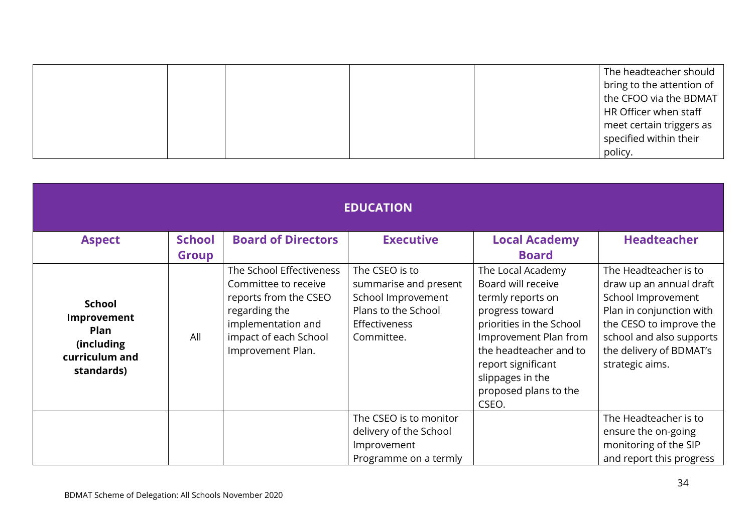| | | | | | |
|---|---|---|---|---|---|
| | | | | | The headteacher should bring to the attention of the CFOO via the BDMAT HR Officer when staff meet certain triggers as specified within their policy. |

| EDUCATION | | | | | |
|---|---|---|---|---|---|
| **Aspect** | **School Group** | **Board of Directors** | **Executive** | **Local Academy Board** | **Headteacher** |
| **School Improvement Plan (including curriculum and standards)** | All | The School Effectiveness Committee to receive reports from the CSEO regarding the implementation and impact of each School Improvement Plan. | The CSEO is to summarise and present School Improvement Plans to the School Effectiveness Committee. | The Local Academy Board will receive termly reports on progress toward priorities in the School Improvement Plan from the headteacher and to report significant slippages in the proposed plans to the CSEO. | The Headteacher is to draw up an annual draft School Improvement Plan in conjunction with the CESO to improve the school and also supports the delivery of BDMAT's strategic aims. |
| | | | The CSEO is to monitor delivery of the School Improvement Programme on a termly | | The Headteacher is to ensure the on-going monitoring of the SIP and report this progress |

BDMAT Scheme of Delegation: All Schools November 2020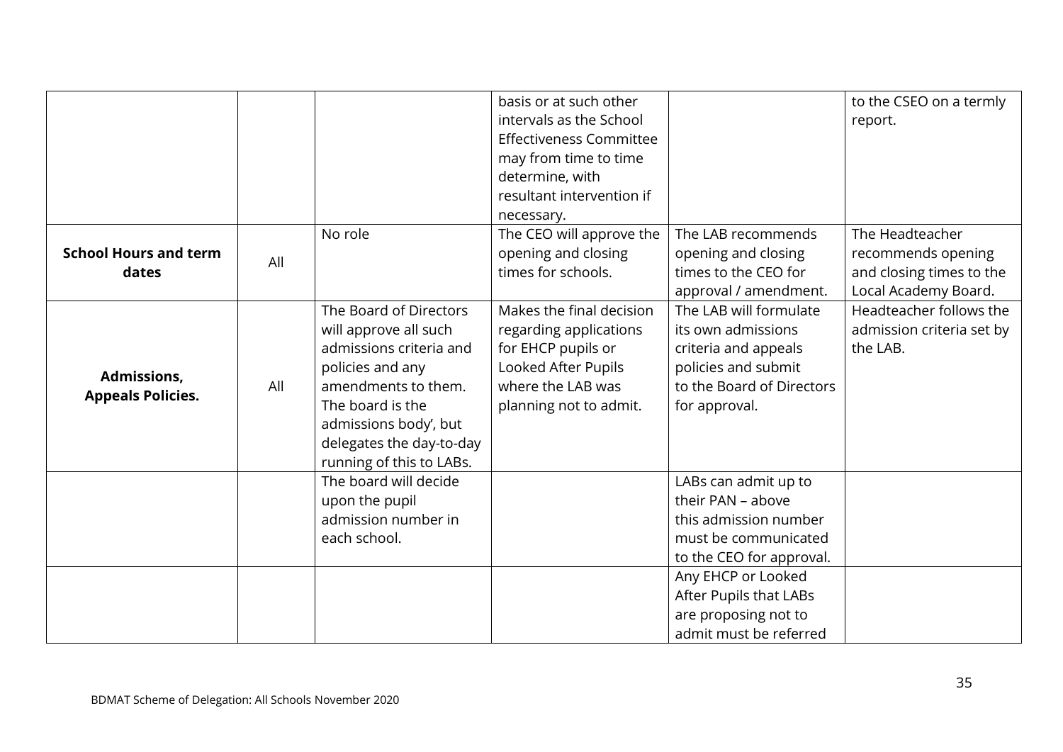| | | | | | |
|---|---|---|---|---|---|
| | | | basis or at such other intervals as the School Effectiveness Committee may from time to time determine, with resultant intervention if necessary. | | to the CSEO on a termly report. |
| **School Hours and term dates** | All | No role | The CEO will approve the opening and closing times for schools. | The LAB recommends opening and closing times to the CEO for approval / amendment. | The Headteacher recommends opening and closing times to the Local Academy Board. |
| **Admissions, Appeals Policies.** | All | The Board of Directors will approve all such admissions criteria and policies and any amendments to them. The board is the admissions body', but delegates the day-to-day running of this to LABs. | Makes the final decision regarding applications for EHCP pupils or Looked After Pupils where the LAB was planning not to admit. | The LAB will formulate its own admissions criteria and appeals policies and submit to the Board of Directors for approval. | Headteacher follows the admission criteria set by the LAB. |
| | | The board will decide upon the pupil admission number in each school. | | LABs can admit up to their PAN – above this admission number must be communicated to the CEO for approval. | |
| | | | | Any EHCP or Looked After Pupils that LABs are proposing not to admit must be referred | |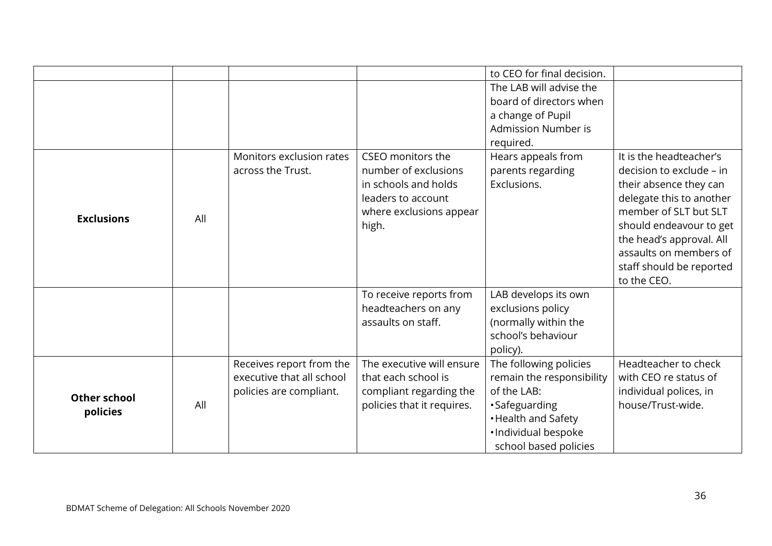| | | | | | |
|---|---|---|---|---|---|
| | | | | to CEO for final decision. | |
| | | | | The LAB will advise the board of directors when a change of Pupil Admission Number is required. | |
| **Exclusions** | All | Monitors exclusion rates across the Trust. | CSEO monitors the number of exclusions in schools and holds leaders to account where exclusions appear high. | Hears appeals from parents regarding Exclusions. | It is the headteacher's decision to exclude – in their absence they can delegate this to another member of SLT but SLT should endeavour to get the head's approval. All assaults on members of staff should be reported to the CEO. |
| | | | To receive reports from headteachers on any assaults on staff. | LAB develops its own exclusions policy (normally within the school's behaviour policy). | |
| **Other school policies** | All | Receives report from the executive that all school policies are compliant. | The executive will ensure that each school is compliant regarding the policies that it requires. | The following policies remain the responsibility of the LAB:<br>• Safeguarding<br>• Health and Safety<br>• Individual bespoke school based policies | Headteacher to check with CEO re status of individual polices, in house/Trust-wide. |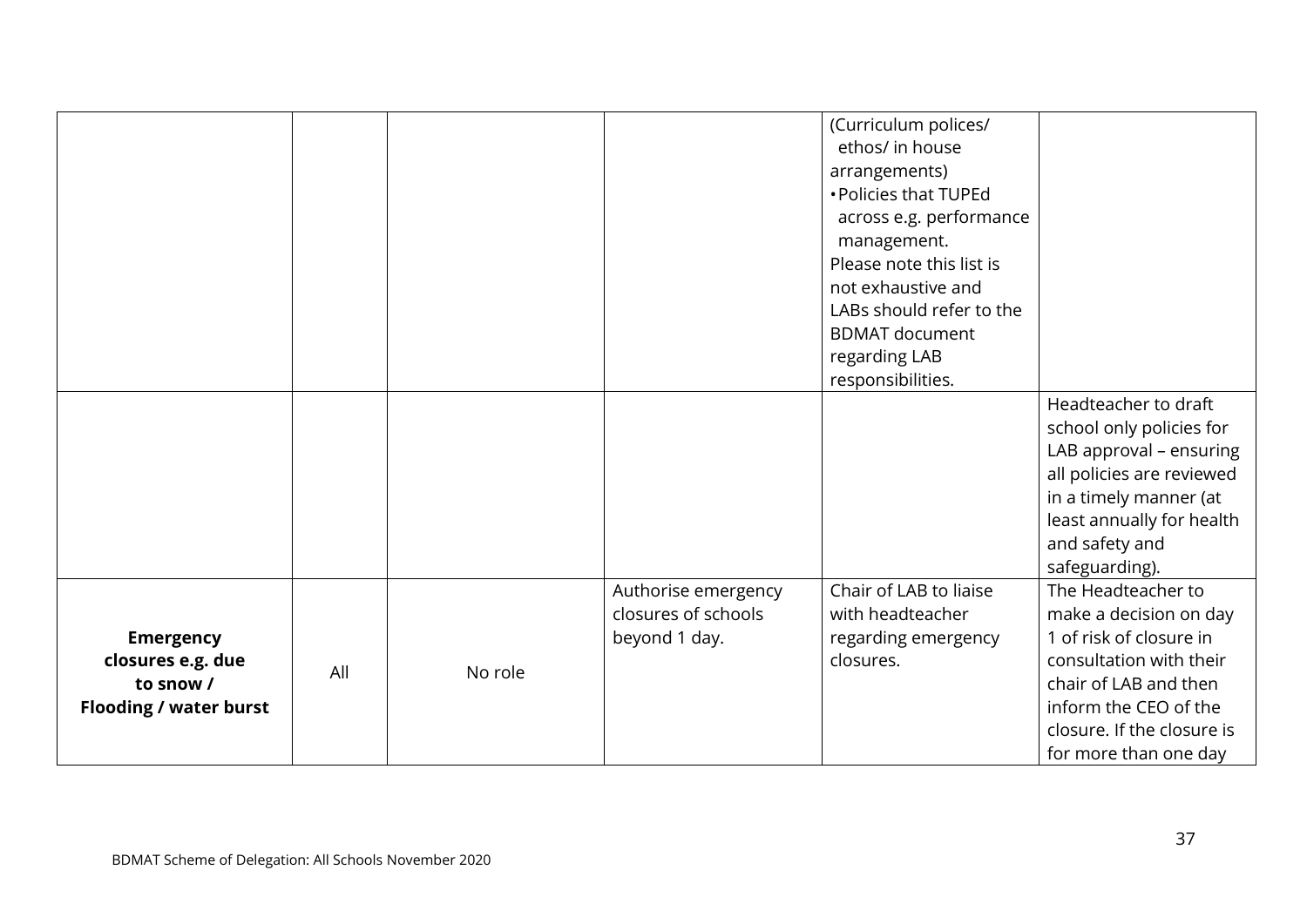| | | | | | |
|---|---|---|---|---|---|
| | | | | (Curriculum polices/ ethos/ in house arrangements)<br>• Policies that TUPEd across e.g. performance management.<br>Please note this list is not exhaustive and LABs should refer to the BDMAT document regarding LAB responsibilities. | |
| | | | | | Headteacher to draft school only policies for LAB approval – ensuring all policies are reviewed in a timely manner (at least annually for health and safety and safeguarding). |
| **Emergency closures e.g. due to snow / Flooding / water burst** | All | No role | Authorise emergency closures of schools beyond 1 day. | Chair of LAB to liaise with headteacher regarding emergency closures. | The Headteacher to make a decision on day 1 of risk of closure in consultation with their chair of LAB and then inform the CEO of the closure. If the closure is for more than one day |

BDMAT Scheme of Delegation: All Schools November 2020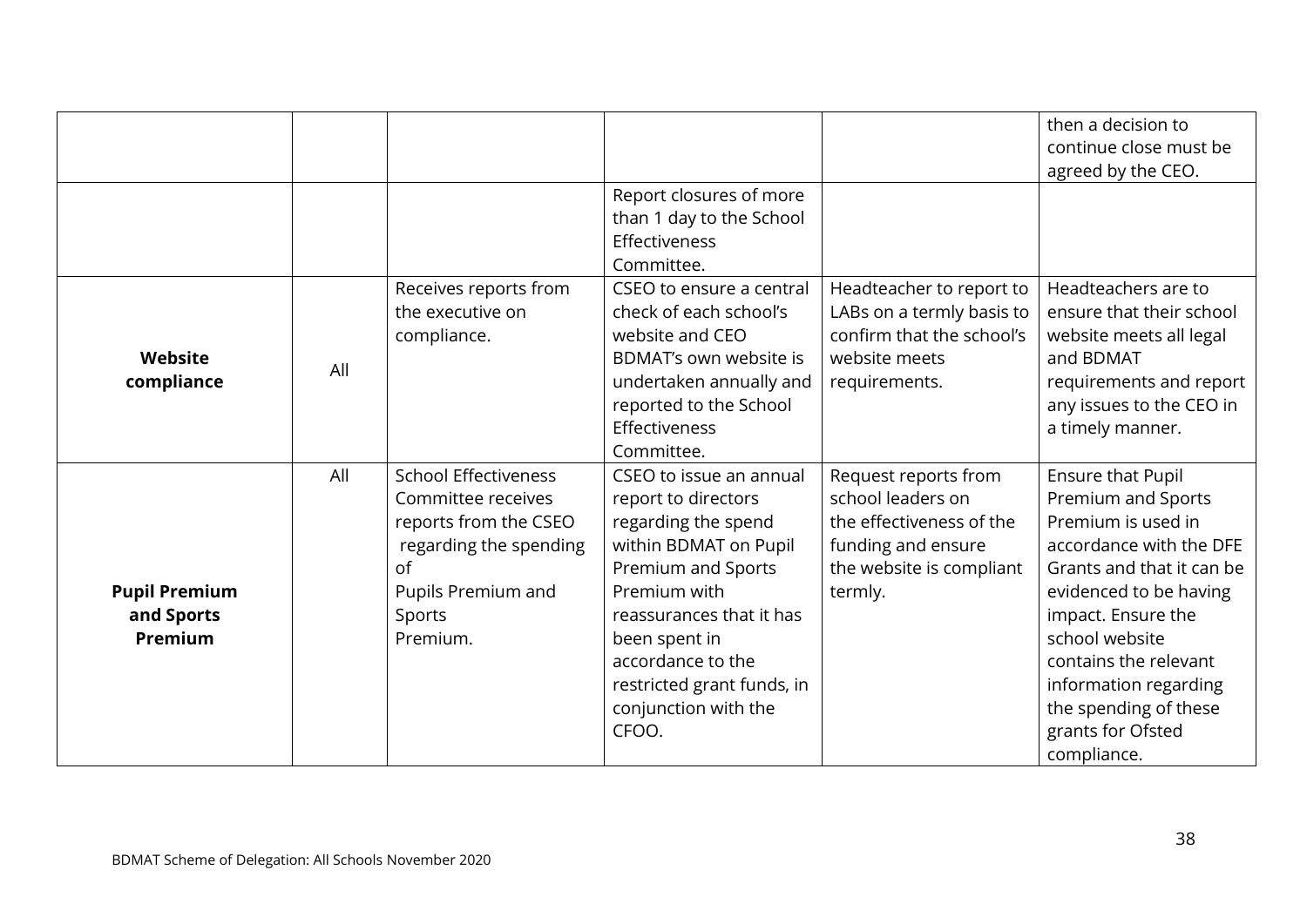| | | | | | |
|---|---|---|---|---|---|
| | | | | | then a decision to continue close must be agreed by the CEO. |
| | | | Report closures of more than 1 day to the School Effectiveness Committee. | | |
| **Website compliance** | All | Receives reports from the executive on compliance. | CSEO to ensure a central check of each school's website and CEO BDMAT's own website is undertaken annually and reported to the School Effectiveness Committee. | Headteacher to report to LABs on a termly basis to confirm that the school's website meets requirements. | Headteachers are to ensure that their school website meets all legal and BDMAT requirements and report any issues to the CEO in a timely manner. |
| **Pupil Premium and Sports Premium** | All | School Effectiveness Committee receives reports from the CSEO regarding the spending of Pupils Premium and Sports Premium. | CSEO to issue an annual report to directors regarding the spend within BDMAT on Pupil Premium and Sports Premium with reassurances that it has been spent in accordance to the restricted grant funds, in conjunction with the CFOO. | Request reports from school leaders on the effectiveness of the funding and ensure the website is compliant termly. | Ensure that Pupil Premium and Sports Premium is used in accordance with the DFE Grants and that it can be evidenced to be having impact. Ensure the school website contains the relevant information regarding the spending of these grants for Ofsted compliance. |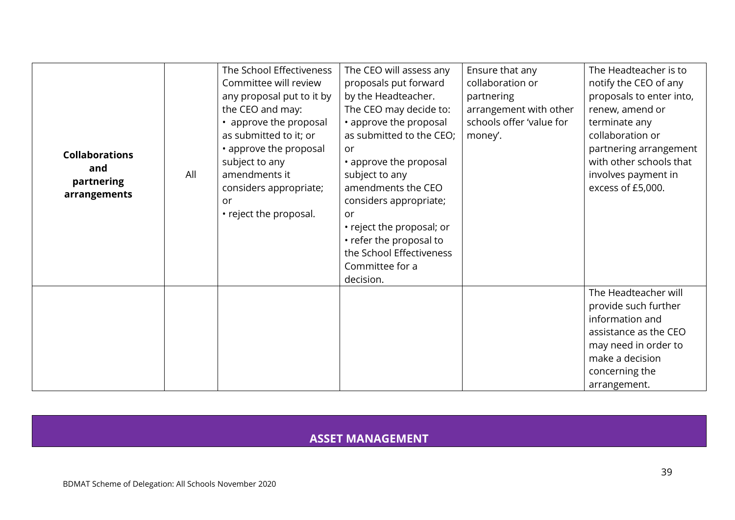| | | | | | |
|---|---|---|---|---|---|
| **Collaborations and partnering arrangements** | All | The School Effectiveness Committee will review any proposal put to it by the CEO and may:<br>• approve the proposal as submitted to it; or<br>• approve the proposal subject to any amendments it considers appropriate; or<br>• reject the proposal. | The CEO will assess any proposals put forward by the Headteacher.<br>The CEO may decide to:<br>• approve the proposal as submitted to the CEO; or<br>• approve the proposal subject to any amendments the CEO considers appropriate; or<br>• reject the proposal; or<br>• refer the proposal to the School Effectiveness Committee for a decision. | Ensure that any collaboration or partnering arrangement with other schools offer 'value for money'. | The Headteacher is to notify the CEO of any proposals to enter into, renew, amend or terminate any collaboration or partnering arrangement with other schools that involves payment in excess of £5,000. |
| | | | | | The Headteacher will provide such further information and assistance as the CEO may need in order to make a decision concerning the arrangement. |

## ASSET MANAGEMENT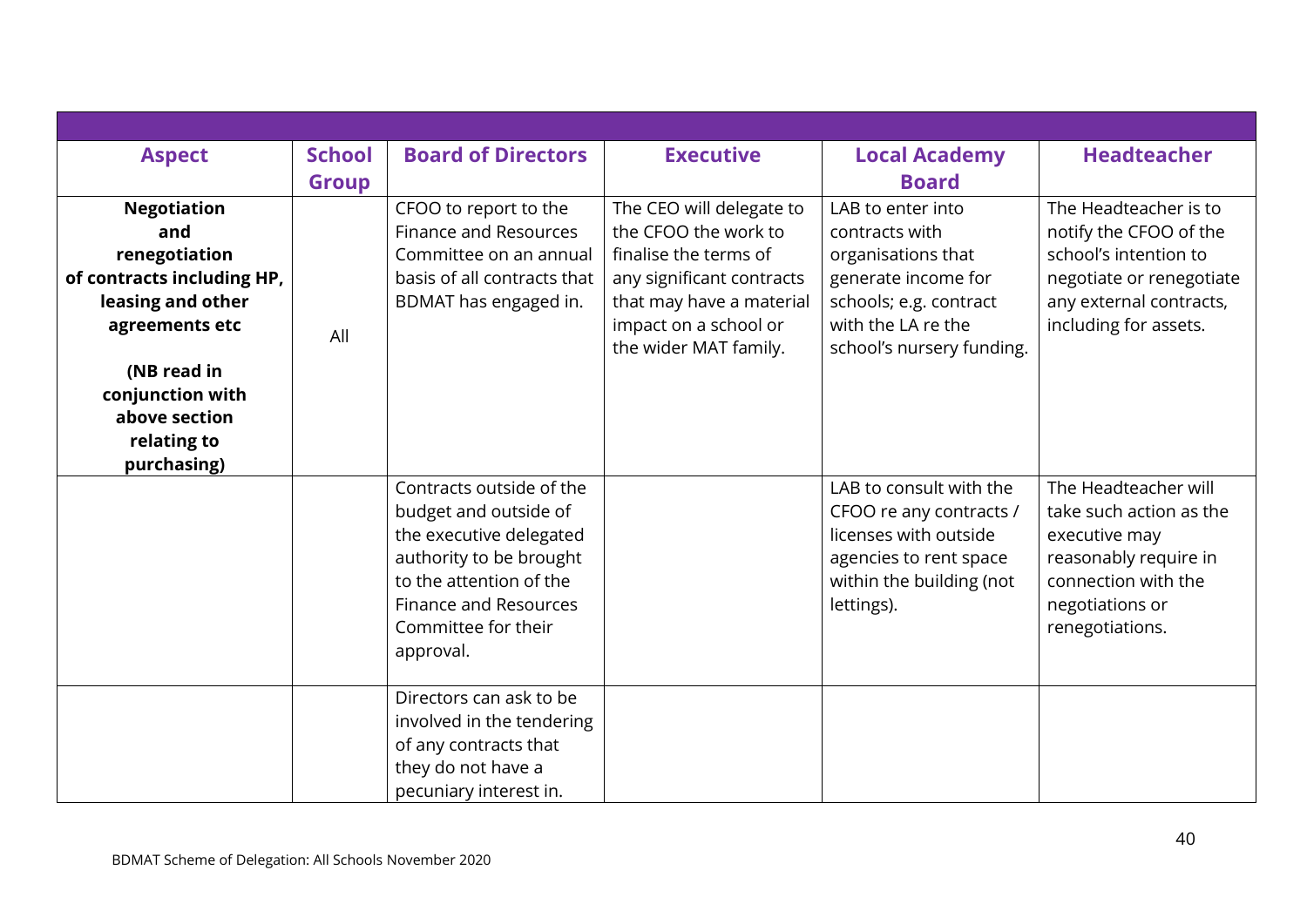| Aspect | School Group | Board of Directors | Executive | Local Academy Board | Headteacher |
|---|---|---|---|---|---|
| **Negotiation and renegotiation of contracts including HP, leasing and other agreements etc** **(NB read in conjunction with above section relating to purchasing)** | All | CFOO to report to the Finance and Resources Committee on an annual basis of all contracts that BDMAT has engaged in. | The CEO will delegate to the CFOO the work to finalise the terms of any significant contracts that may have a material impact on a school or the wider MAT family. | LAB to enter into contracts with organisations that generate income for schools; e.g. contract with the LA re the school's nursery funding. | The Headteacher is to notify the CFOO of the school's intention to negotiate or renegotiate any external contracts, including for assets. |
| | | Contracts outside of the budget and outside of the executive delegated authority to be brought to the attention of the Finance and Resources Committee for their approval. | | LAB to consult with the CFOO re any contracts / licenses with outside agencies to rent space within the building (not lettings). | The Headteacher will take such action as the executive may reasonably require in connection with the negotiations or renegotiations. |
| | | Directors can ask to be involved in the tendering of any contracts that they do not have a pecuniary interest in. | | | |

BDMAT Scheme of Delegation: All Schools November 2020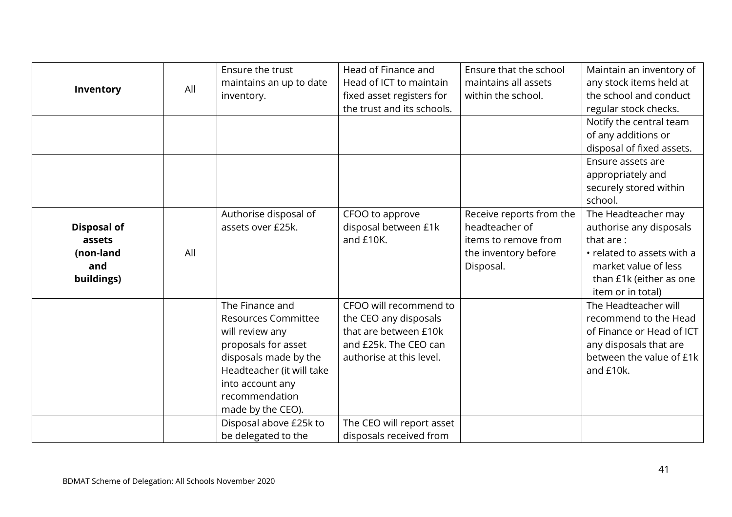| Inventory | All | Ensure the trust maintains an up to date inventory. | Head of Finance and Head of ICT to maintain fixed asset registers for the trust and its schools. | Ensure that the school maintains all assets within the school. | Maintain an inventory of any stock items held at the school and conduct regular stock checks. |
|---|---|---|---|---|---|
| | | | | | Notify the central team of any additions or disposal of fixed assets. |
| | | | | | Ensure assets are appropriately and securely stored within school. |
| **Disposal of assets (non-land and buildings)** | All | Authorise disposal of assets over £25k. | CFOO to approve disposal between £1k and £10K. | Receive reports from the headteacher of items to remove from the inventory before Disposal. | The Headteacher may authorise any disposals that are : • related to assets with a market value of less than £1k (either as one item or in total) |
| | | The Finance and Resources Committee will review any proposals for asset disposals made by the Headteacher (it will take into account any recommendation made by the CEO). | CFOO will recommend to the CEO any disposals that are between £10k and £25k. The CEO can authorise at this level. | | The Headteacher will recommend to the Head of Finance or Head of ICT any disposals that are between the value of £1k and £10k. |
| | | Disposal above £25k to be delegated to the | The CEO will report asset disposals received from | | |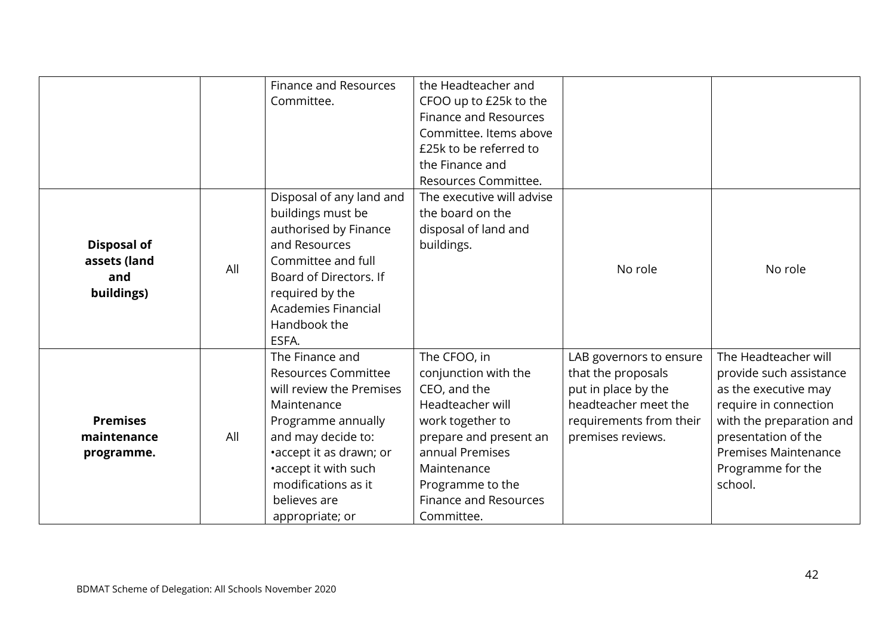| | | | | | |
|---|---|---|---|---|---|
| | | Finance and Resources Committee. | the Headteacher and CFOO up to £25k to the Finance and Resources Committee. Items above £25k to be referred to the Finance and Resources Committee. | | |
| **Disposal of assets (land and buildings)** | All | Disposal of any land and buildings must be authorised by Finance and Resources Committee and full Board of Directors. If required by the Academies Financial Handbook the ESFA. | The executive will advise the board on the disposal of land and buildings. | No role | No role |
| **Premises maintenance programme.** | All | The Finance and Resources Committee will review the Premises Maintenance Programme annually and may decide to: •accept it as drawn; or •accept it with such modifications as it believes are appropriate; or | The CFOO, in conjunction with the CEO, and the Headteacher will work together to prepare and present an annual Premises Maintenance Programme to the Finance and Resources Committee. | LAB governors to ensure that the proposals put in place by the headteacher meet the requirements from their premises reviews. | The Headteacher will provide such assistance as the executive may require in connection with the preparation and presentation of the Premises Maintenance Programme for the school. |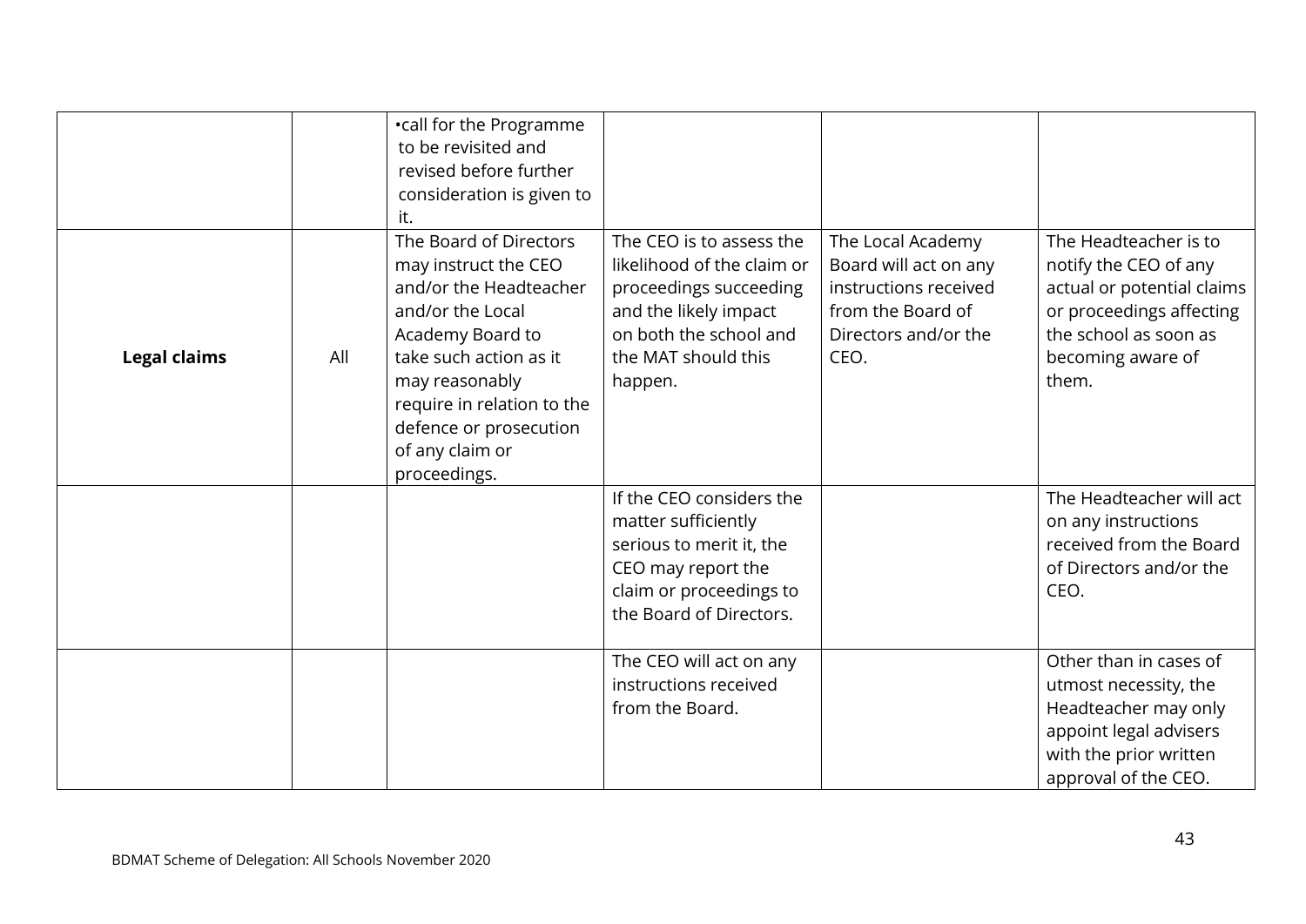| | | | | | |
|---|---|---|---|---|---|
| | | •call for the Programme to be revisited and revised before further consideration is given to it. | | | |
| **Legal claims** | All | The Board of Directors may instruct the CEO and/or the Headteacher and/or the Local Academy Board to take such action as it may reasonably require in relation to the defence or prosecution of any claim or proceedings. | The CEO is to assess the likelihood of the claim or proceedings succeeding and the likely impact on both the school and the MAT should this happen. | The Local Academy Board will act on any instructions received from the Board of Directors and/or the CEO. | The Headteacher is to notify the CEO of any actual or potential claims or proceedings affecting the school as soon as becoming aware of them. |
| | | | If the CEO considers the matter sufficiently serious to merit it, the CEO may report the claim or proceedings to the Board of Directors. | | The Headteacher will act on any instructions received from the Board of Directors and/or the CEO. |
| | | | The CEO will act on any instructions received from the Board. | | Other than in cases of utmost necessity, the Headteacher may only appoint legal advisers with the prior written approval of the CEO. |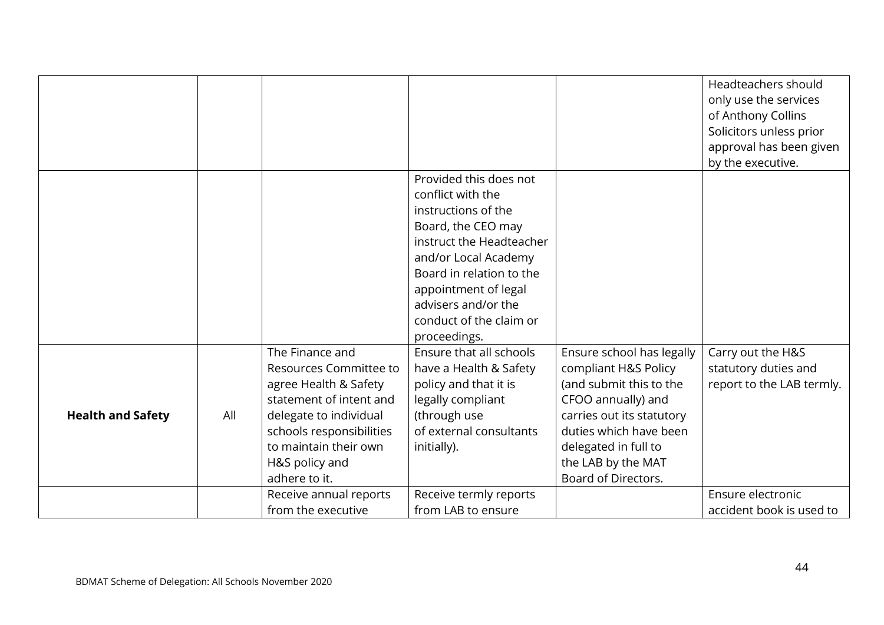| | | | | | |
|---|---|---|---|---|---|
| | | | | | Headteachers should only use the services of Anthony Collins Solicitors unless prior approval has been given by the executive. |
| | | | Provided this does not conflict with the instructions of the Board, the CEO may instruct the Headteacher and/or Local Academy Board in relation to the appointment of legal advisers and/or the conduct of the claim or proceedings. | | |
| **Health and Safety** | All | The Finance and Resources Committee to agree Health & Safety statement of intent and delegate to individual schools responsibilities to maintain their own H&S policy and adhere to it. | Ensure that all schools have a Health & Safety policy and that it is legally compliant (through use of external consultants initially). | Ensure school has legally compliant H&S Policy (and submit this to the CFOO annually) and carries out its statutory duties which have been delegated in full to the LAB by the MAT Board of Directors. | Carry out the H&S statutory duties and report to the LAB termly. |
| | | Receive annual reports from the executive | Receive termly reports from LAB to ensure | | Ensure electronic accident book is used to |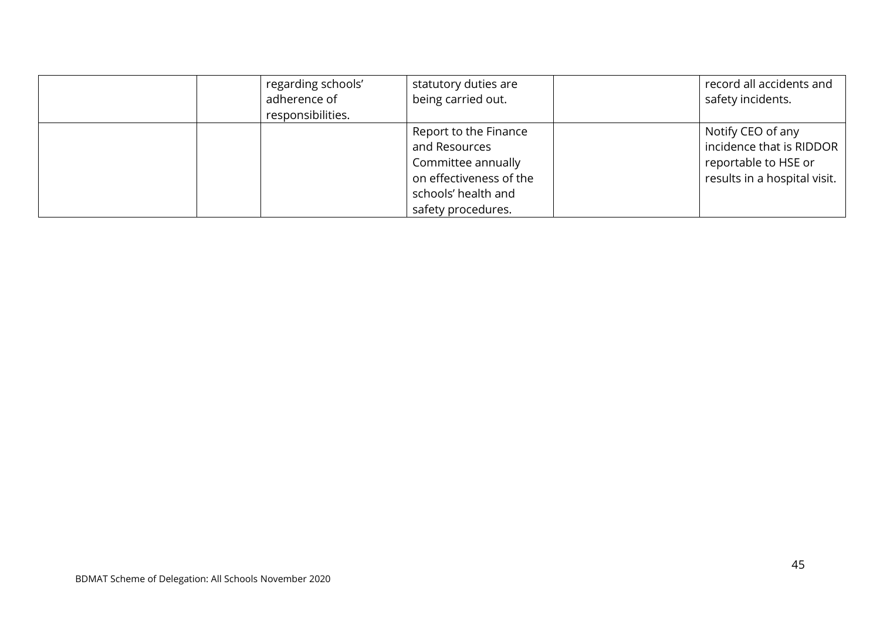| | | | | | |
|---|---|---|---|---|---|
| | | regarding schools' adherence of responsibilities. | statutory duties are being carried out. | | record all accidents and safety incidents. |
| | | | Report to the Finance and Resources Committee annually on effectiveness of the schools' health and safety procedures. | | Notify CEO of any incidence that is RIDDOR reportable to HSE or results in a hospital visit. |